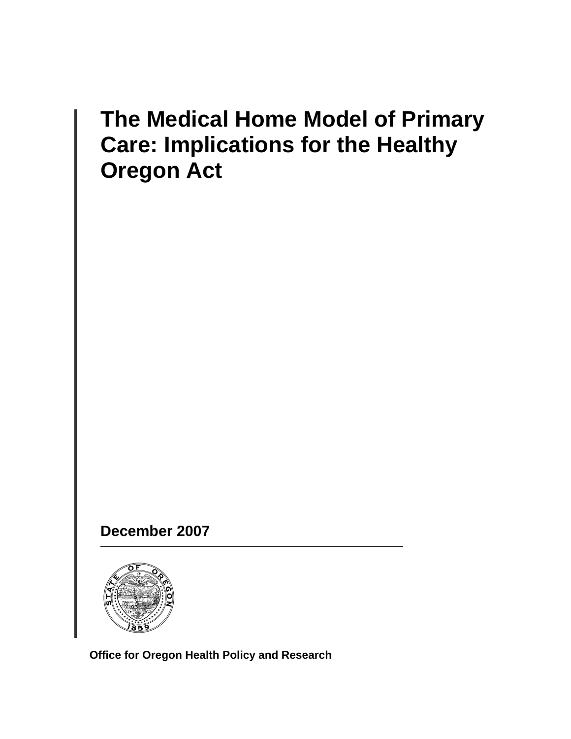# The Medical Home Model of Primary Care: Implications for the Healthy Oregon Act

**December 2007**

**Office for Oregon Health Policy and Research**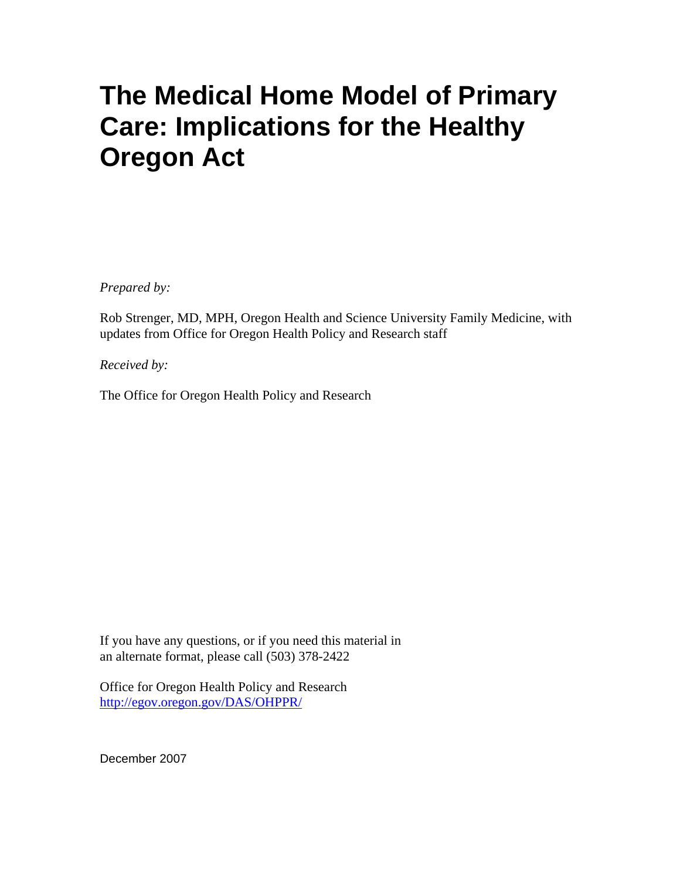# The Medical Home Model of Primary Care: Implications for the Healthy Oregon Act

*Prepared by:*

Rob Strenger, MD, MPH, Oregon Health and Science University Family Medicine, with updates from Office for Oregon Health Policy and Research staff

*Received by:*

The Office for Oregon Health Policy and Research

If you have any questions, or if you need this material in an alternate format, please call (503) 378-2422

Office for Oregon Health Policy and Research
http://egov.oregon.gov/DAS/OHPPR/

December 2007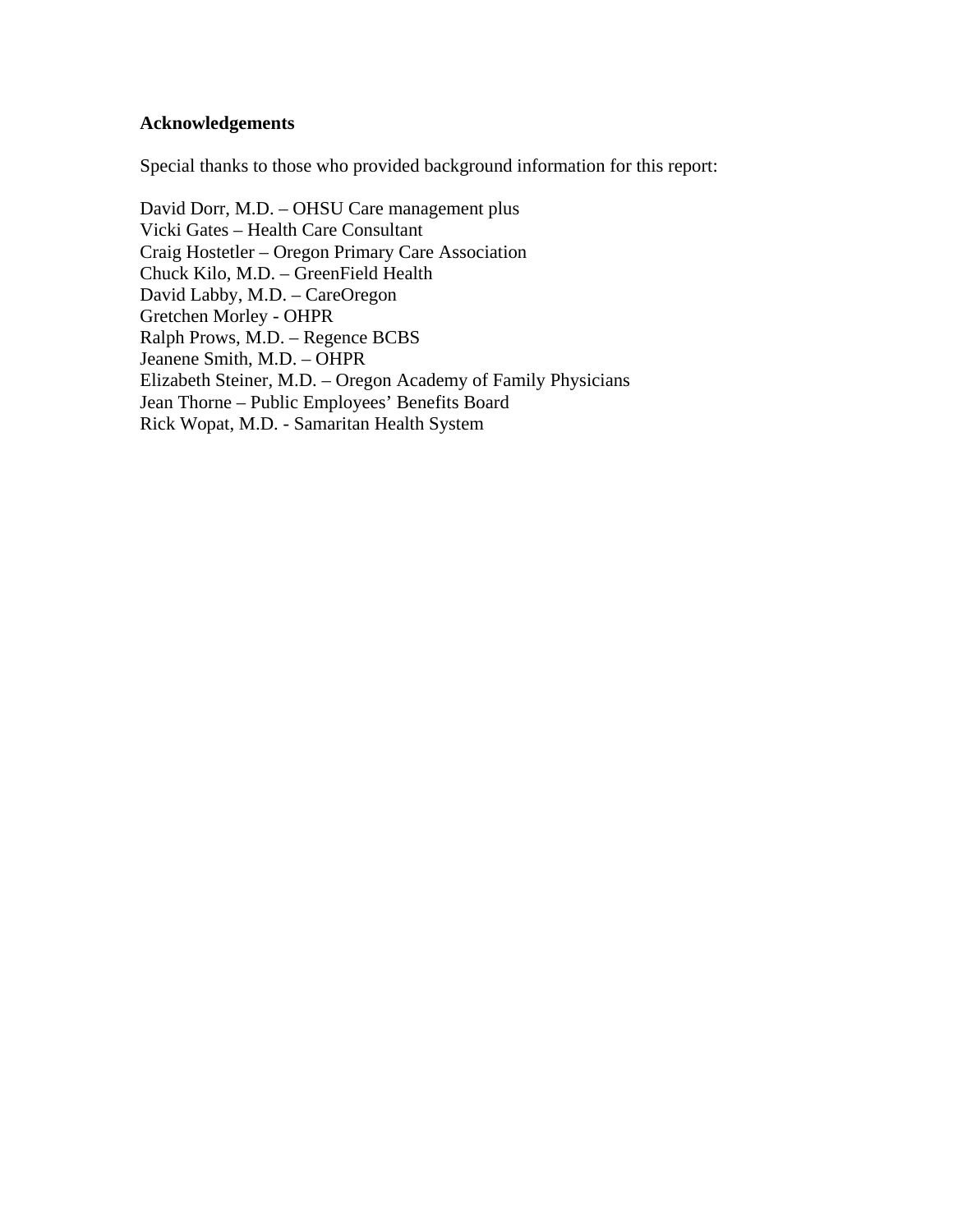**Acknowledgements**

Special thanks to those who provided background information for this report:

David Dorr, M.D. – OHSU Care management plus
Vicki Gates – Health Care Consultant
Craig Hostetler – Oregon Primary Care Association
Chuck Kilo, M.D. – GreenField Health
David Labby, M.D. – CareOregon
Gretchen Morley - OHPR
Ralph Prows, M.D. – Regence BCBS
Jeanene Smith, M.D. – OHPR
Elizabeth Steiner, M.D. – Oregon Academy of Family Physicians
Jean Thorne – Public Employees' Benefits Board
Rick Wopat, M.D. - Samaritan Health System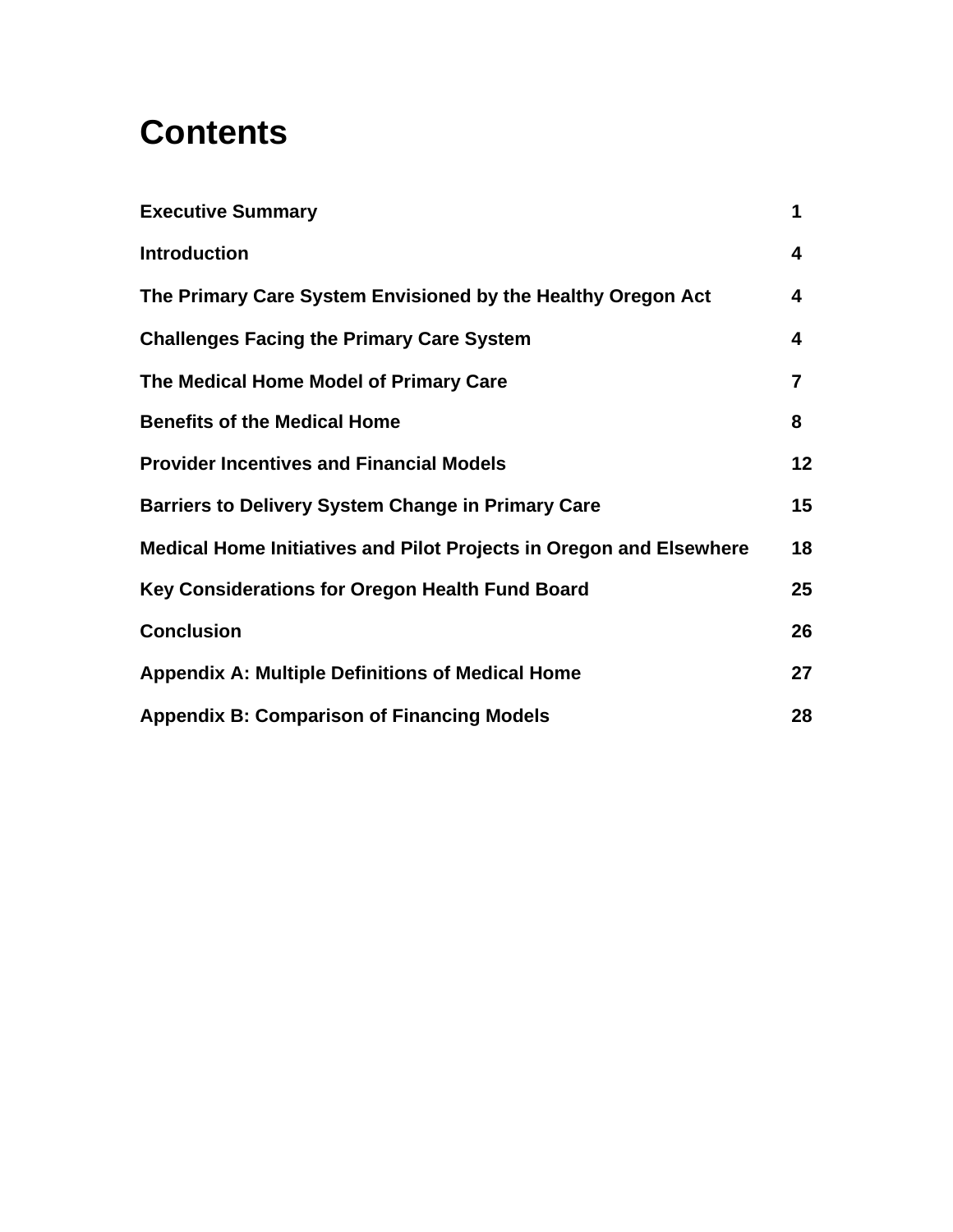# Contents

| | |
|---|---|
| **Executive Summary** | **1** |
| **Introduction** | **4** |
| **The Primary Care System Envisioned by the Healthy Oregon Act** | **4** |
| **Challenges Facing the Primary Care System** | **4** |
| **The Medical Home Model of Primary Care** | **7** |
| **Benefits of the Medical Home** | **8** |
| **Provider Incentives and Financial Models** | **12** |
| **Barriers to Delivery System Change in Primary Care** | **15** |
| **Medical Home Initiatives and Pilot Projects in Oregon and Elsewhere** | **18** |
| **Key Considerations for Oregon Health Fund Board** | **25** |
| **Conclusion** | **26** |
| **Appendix A: Multiple Definitions of Medical Home** | **27** |
| **Appendix B: Comparison of Financing Models** | **28** |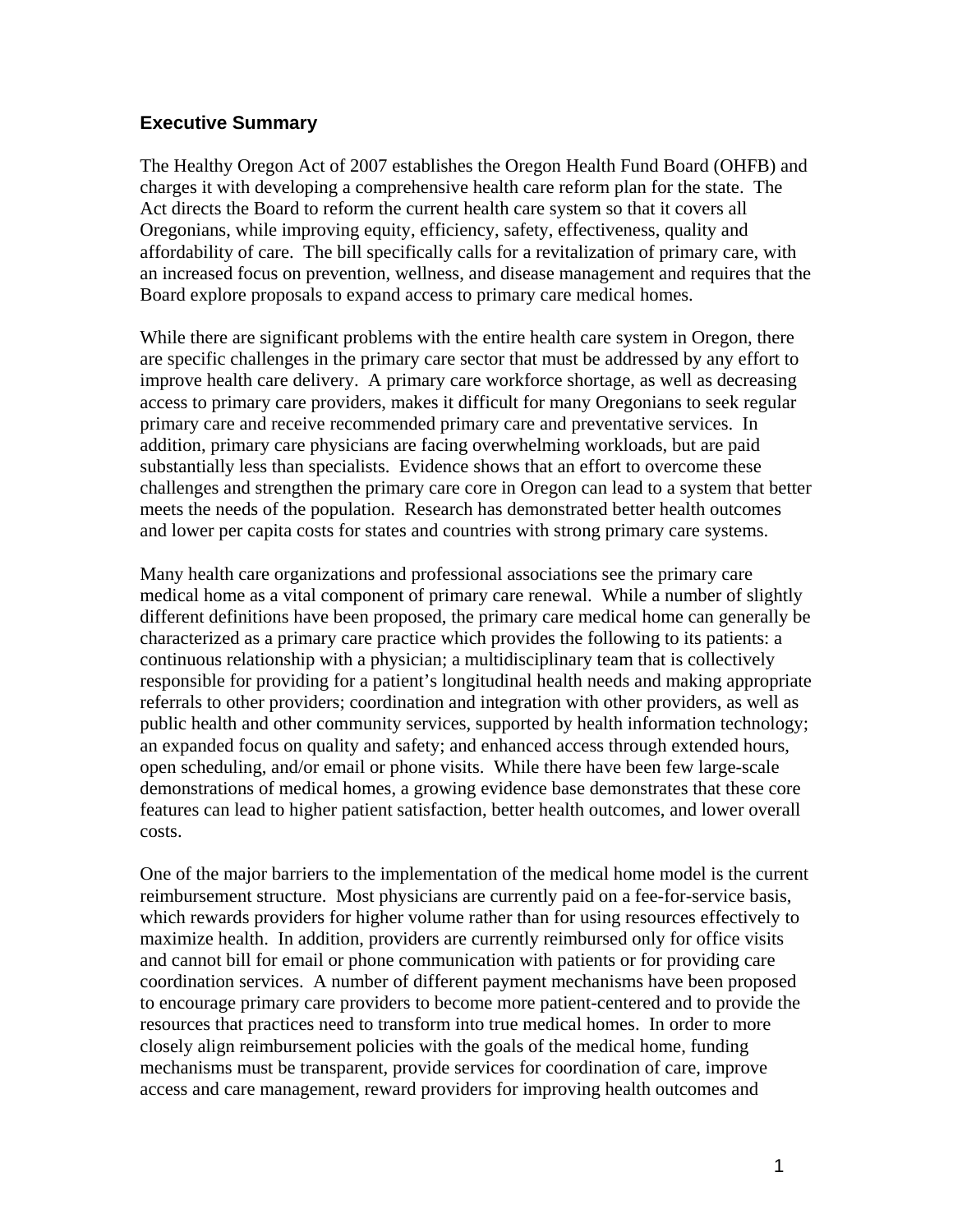## Executive Summary

The Healthy Oregon Act of 2007 establishes the Oregon Health Fund Board (OHFB) and charges it with developing a comprehensive health care reform plan for the state. The Act directs the Board to reform the current health care system so that it covers all Oregonians, while improving equity, efficiency, safety, effectiveness, quality and affordability of care. The bill specifically calls for a revitalization of primary care, with an increased focus on prevention, wellness, and disease management and requires that the Board explore proposals to expand access to primary care medical homes.

While there are significant problems with the entire health care system in Oregon, there are specific challenges in the primary care sector that must be addressed by any effort to improve health care delivery. A primary care workforce shortage, as well as decreasing access to primary care providers, makes it difficult for many Oregonians to seek regular primary care and receive recommended primary care and preventative services. In addition, primary care physicians are facing overwhelming workloads, but are paid substantially less than specialists. Evidence shows that an effort to overcome these challenges and strengthen the primary care core in Oregon can lead to a system that better meets the needs of the population. Research has demonstrated better health outcomes and lower per capita costs for states and countries with strong primary care systems.

Many health care organizations and professional associations see the primary care medical home as a vital component of primary care renewal. While a number of slightly different definitions have been proposed, the primary care medical home can generally be characterized as a primary care practice which provides the following to its patients: a continuous relationship with a physician; a multidisciplinary team that is collectively responsible for providing for a patient's longitudinal health needs and making appropriate referrals to other providers; coordination and integration with other providers, as well as public health and other community services, supported by health information technology; an expanded focus on quality and safety; and enhanced access through extended hours, open scheduling, and/or email or phone visits. While there have been few large-scale demonstrations of medical homes, a growing evidence base demonstrates that these core features can lead to higher patient satisfaction, better health outcomes, and lower overall costs.

One of the major barriers to the implementation of the medical home model is the current reimbursement structure. Most physicians are currently paid on a fee-for-service basis, which rewards providers for higher volume rather than for using resources effectively to maximize health. In addition, providers are currently reimbursed only for office visits and cannot bill for email or phone communication with patients or for providing care coordination services. A number of different payment mechanisms have been proposed to encourage primary care providers to become more patient-centered and to provide the resources that practices need to transform into true medical homes. In order to more closely align reimbursement policies with the goals of the medical home, funding mechanisms must be transparent, provide services for coordination of care, improve access and care management, reward providers for improving health outcomes and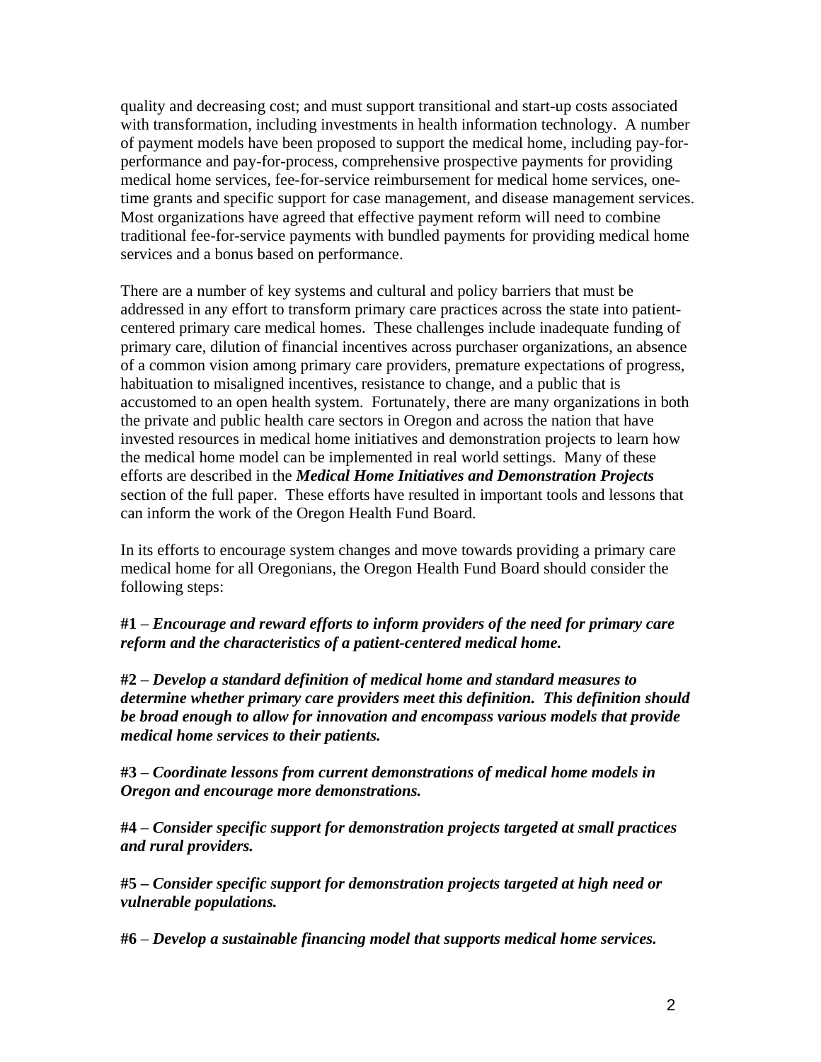quality and decreasing cost; and must support transitional and start-up costs associated with transformation, including investments in health information technology. A number of payment models have been proposed to support the medical home, including pay-for-performance and pay-for-process, comprehensive prospective payments for providing medical home services, fee-for-service reimbursement for medical home services, one-time grants and specific support for case management, and disease management services. Most organizations have agreed that effective payment reform will need to combine traditional fee-for-service payments with bundled payments for providing medical home services and a bonus based on performance.

There are a number of key systems and cultural and policy barriers that must be addressed in any effort to transform primary care practices across the state into patient-centered primary care medical homes. These challenges include inadequate funding of primary care, dilution of financial incentives across purchaser organizations, an absence of a common vision among primary care providers, premature expectations of progress, habituation to misaligned incentives, resistance to change, and a public that is accustomed to an open health system. Fortunately, there are many organizations in both the private and public health care sectors in Oregon and across the nation that have invested resources in medical home initiatives and demonstration projects to learn how the medical home model can be implemented in real world settings. Many of these efforts are described in the ***Medical Home Initiatives and Demonstration Projects*** section of the full paper. These efforts have resulted in important tools and lessons that can inform the work of the Oregon Health Fund Board.

In its efforts to encourage system changes and move towards providing a primary care medical home for all Oregonians, the Oregon Health Fund Board should consider the following steps:

**#1** – ***Encourage and reward efforts to inform providers of the need for primary care reform and the characteristics of a patient-centered medical home.***

**#2** – ***Develop a standard definition of medical home and standard measures to determine whether primary care providers meet this definition. This definition should be broad enough to allow for innovation and encompass various models that provide medical home services to their patients.***

**#3** – ***Coordinate lessons from current demonstrations of medical home models in Oregon and encourage more demonstrations.***

**#4** – ***Consider specific support for demonstration projects targeted at small practices and rural providers.***

**#5 –** ***Consider specific support for demonstration projects targeted at high need or vulnerable populations.***

**#6** – ***Develop a sustainable financing model that supports medical home services.***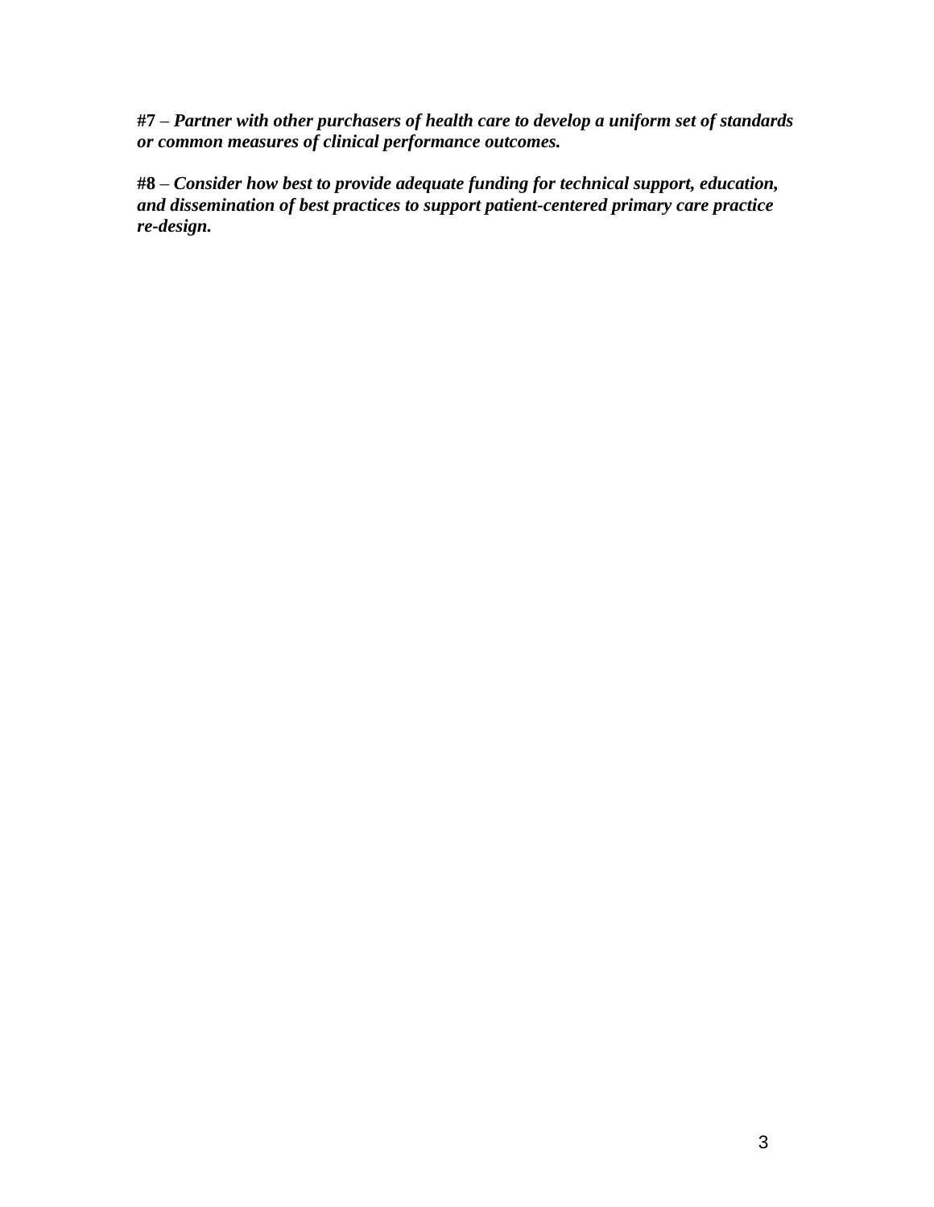**#7** – ***Partner with other purchasers of health care to develop a uniform set of standards or common measures of clinical performance outcomes.***

**#8** – ***Consider how best to provide adequate funding for technical support, education, and dissemination of best practices to support patient-centered primary care practice re-design.***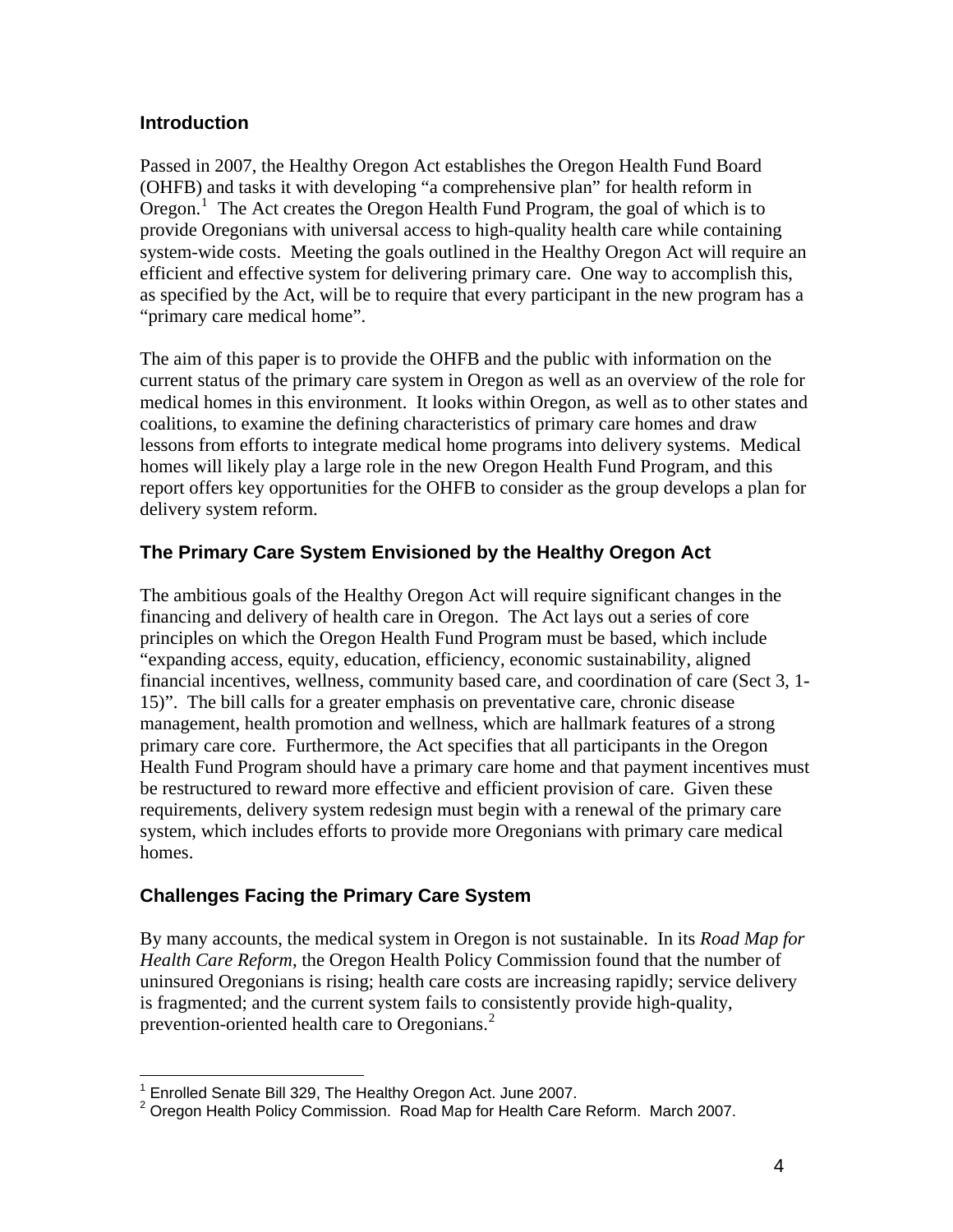## Introduction

Passed in 2007, the Healthy Oregon Act establishes the Oregon Health Fund Board (OHFB) and tasks it with developing "a comprehensive plan" for health reform in Oregon.[1] The Act creates the Oregon Health Fund Program, the goal of which is to provide Oregonians with universal access to high-quality health care while containing system-wide costs. Meeting the goals outlined in the Healthy Oregon Act will require an efficient and effective system for delivering primary care. One way to accomplish this, as specified by the Act, will be to require that every participant in the new program has a "primary care medical home".

The aim of this paper is to provide the OHFB and the public with information on the current status of the primary care system in Oregon as well as an overview of the role for medical homes in this environment. It looks within Oregon, as well as to other states and coalitions, to examine the defining characteristics of primary care homes and draw lessons from efforts to integrate medical home programs into delivery systems. Medical homes will likely play a large role in the new Oregon Health Fund Program, and this report offers key opportunities for the OHFB to consider as the group develops a plan for delivery system reform.

## The Primary Care System Envisioned by the Healthy Oregon Act

The ambitious goals of the Healthy Oregon Act will require significant changes in the financing and delivery of health care in Oregon. The Act lays out a series of core principles on which the Oregon Health Fund Program must be based, which include "expanding access, equity, education, efficiency, economic sustainability, aligned financial incentives, wellness, community based care, and coordination of care (Sect 3, 1-15)". The bill calls for a greater emphasis on preventative care, chronic disease management, health promotion and wellness, which are hallmark features of a strong primary care core. Furthermore, the Act specifies that all participants in the Oregon Health Fund Program should have a primary care home and that payment incentives must be restructured to reward more effective and efficient provision of care. Given these requirements, delivery system redesign must begin with a renewal of the primary care system, which includes efforts to provide more Oregonians with primary care medical homes.

## Challenges Facing the Primary Care System

By many accounts, the medical system in Oregon is not sustainable. In its *Road Map for Health Care Reform*, the Oregon Health Policy Commission found that the number of uninsured Oregonians is rising; health care costs are increasing rapidly; service delivery is fragmented; and the current system fails to consistently provide high-quality, prevention-oriented health care to Oregonians.[2]

---

[1] Enrolled Senate Bill 329, The Healthy Oregon Act. June 2007.

[2] Oregon Health Policy Commission. Road Map for Health Care Reform. March 2007.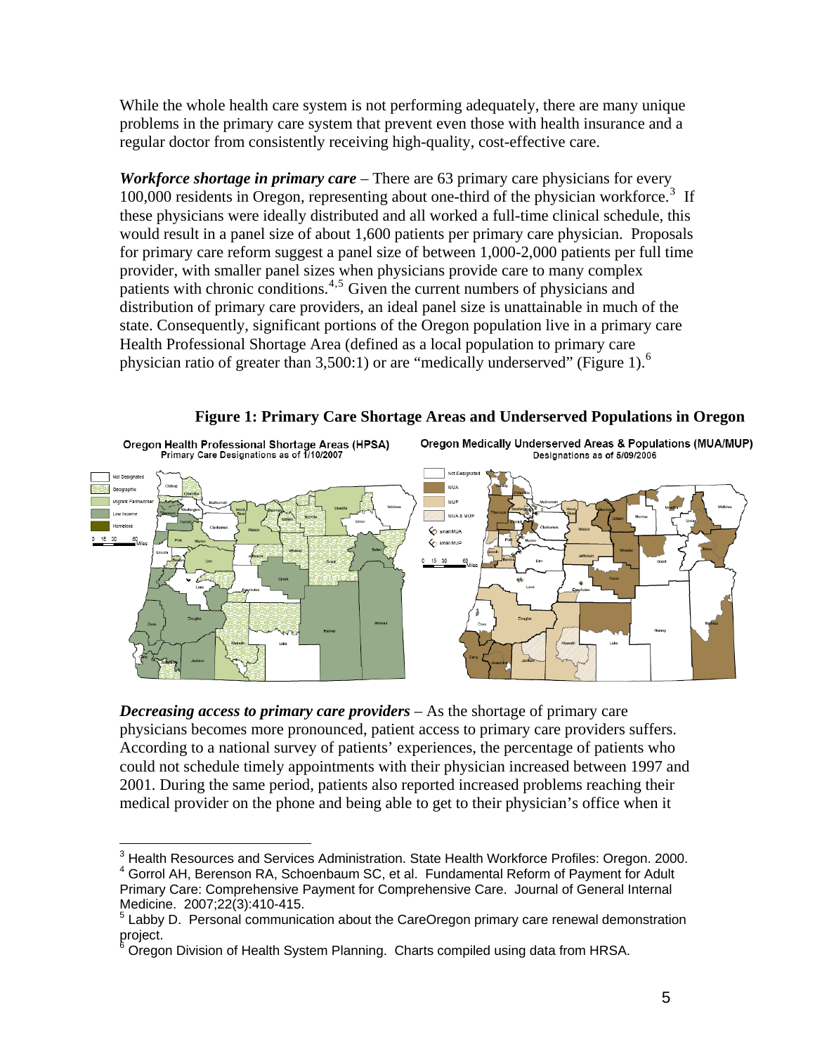While the whole health care system is not performing adequately, there are many unique problems in the primary care system that prevent even those with health insurance and a regular doctor from consistently receiving high-quality, cost-effective care.

***Workforce shortage in primary care*** – There are 63 primary care physicians for every 100,000 residents in Oregon, representing about one-third of the physician workforce.[3] If these physicians were ideally distributed and all worked a full-time clinical schedule, this would result in a panel size of about 1,600 patients per primary care physician. Proposals for primary care reform suggest a panel size of between 1,000-2,000 patients per full time provider, with smaller panel sizes when physicians provide care to many complex patients with chronic conditions.[4,5] Given the current numbers of physicians and distribution of primary care providers, an ideal panel size is unattainable in much of the state. Consequently, significant portions of the Oregon population live in a primary care Health Professional Shortage Area (defined as a local population to primary care physician ratio of greater than 3,500:1) or are "medically underserved" (Figure 1).[6]

**Figure 1: Primary Care Shortage Areas and Underserved Populations in Oregon**

***Decreasing access to primary care providers*** – As the shortage of primary care physicians becomes more pronounced, patient access to primary care providers suffers. According to a national survey of patients' experiences, the percentage of patients who could not schedule timely appointments with their physician increased between 1997 and 2001. During the same period, patients also reported increased problems reaching their medical provider on the phone and being able to get to their physician's office when it

---

[3] Health Resources and Services Administration. State Health Workforce Profiles: Oregon. 2000.

[4] Gorrol AH, Berenson RA, Schoenbaum SC, et al. Fundamental Reform of Payment for Adult Primary Care: Comprehensive Payment for Comprehensive Care. Journal of General Internal Medicine. 2007;22(3):410-415.

[5] Labby D. Personal communication about the CareOregon primary care renewal demonstration project.

[6] Oregon Division of Health System Planning. Charts compiled using data from HRSA.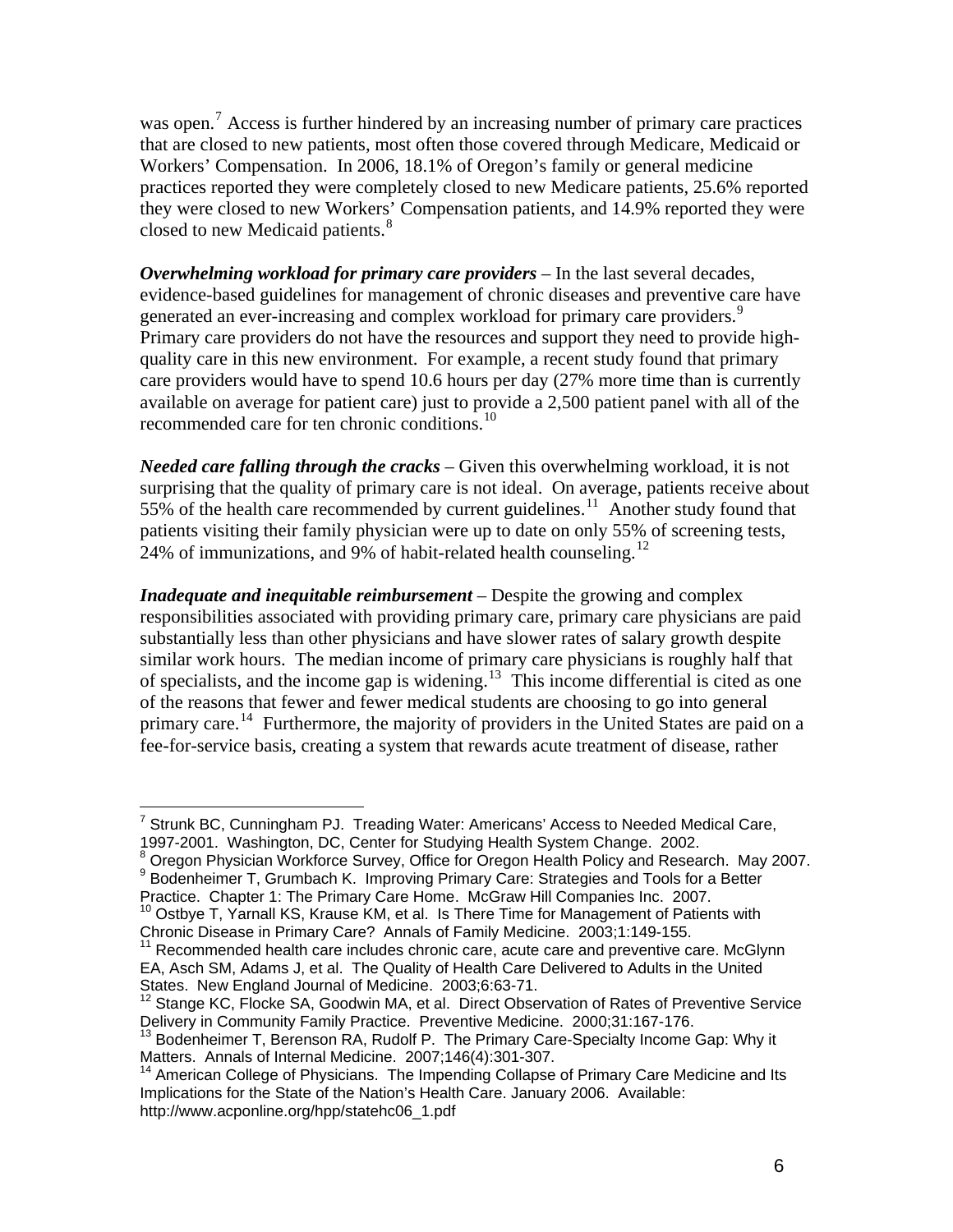was open.[7] Access is further hindered by an increasing number of primary care practices that are closed to new patients, most often those covered through Medicare, Medicaid or Workers' Compensation. In 2006, 18.1% of Oregon's family or general medicine practices reported they were completely closed to new Medicare patients, 25.6% reported they were closed to new Workers' Compensation patients, and 14.9% reported they were closed to new Medicaid patients.[8]

***Overwhelming workload for primary care providers*** – In the last several decades, evidence-based guidelines for management of chronic diseases and preventive care have generated an ever-increasing and complex workload for primary care providers.[9] Primary care providers do not have the resources and support they need to provide high-quality care in this new environment. For example, a recent study found that primary care providers would have to spend 10.6 hours per day (27% more time than is currently available on average for patient care) just to provide a 2,500 patient panel with all of the recommended care for ten chronic conditions.[10]

***Needed care falling through the cracks*** – Given this overwhelming workload, it is not surprising that the quality of primary care is not ideal. On average, patients receive about 55% of the health care recommended by current guidelines.[11] Another study found that patients visiting their family physician were up to date on only 55% of screening tests, 24% of immunizations, and 9% of habit-related health counseling.[12]

***Inadequate and inequitable reimbursement*** – Despite the growing and complex responsibilities associated with providing primary care, primary care physicians are paid substantially less than other physicians and have slower rates of salary growth despite similar work hours. The median income of primary care physicians is roughly half that of specialists, and the income gap is widening.[13] This income differential is cited as one of the reasons that fewer and fewer medical students are choosing to go into general primary care.[14] Furthermore, the majority of providers in the United States are paid on a fee-for-service basis, creating a system that rewards acute treatment of disease, rather

---

[7] Strunk BC, Cunningham PJ. Treading Water: Americans' Access to Needed Medical Care, 1997-2001. Washington, DC, Center for Studying Health System Change. 2002.

[8] Oregon Physician Workforce Survey, Office for Oregon Health Policy and Research. May 2007.

[9] Bodenheimer T, Grumbach K. Improving Primary Care: Strategies and Tools for a Better Practice. Chapter 1: The Primary Care Home. McGraw Hill Companies Inc. 2007.

[10] Ostbye T, Yarnall KS, Krause KM, et al. Is There Time for Management of Patients with Chronic Disease in Primary Care? Annals of Family Medicine. 2003;1:149-155.

[11] Recommended health care includes chronic care, acute care and preventive care. McGlynn EA, Asch SM, Adams J, et al. The Quality of Health Care Delivered to Adults in the United States. New England Journal of Medicine. 2003;6:63-71.

[12] Stange KC, Flocke SA, Goodwin MA, et al. Direct Observation of Rates of Preventive Service Delivery in Community Family Practice. Preventive Medicine. 2000;31:167-176.

[13] Bodenheimer T, Berenson RA, Rudolf P. The Primary Care-Specialty Income Gap: Why it Matters. Annals of Internal Medicine. 2007;146(4):301-307.

[14] American College of Physicians. The Impending Collapse of Primary Care Medicine and Its Implications for the State of the Nation's Health Care. January 2006. Available: http://www.acponline.org/hpp/statehc06_1.pdf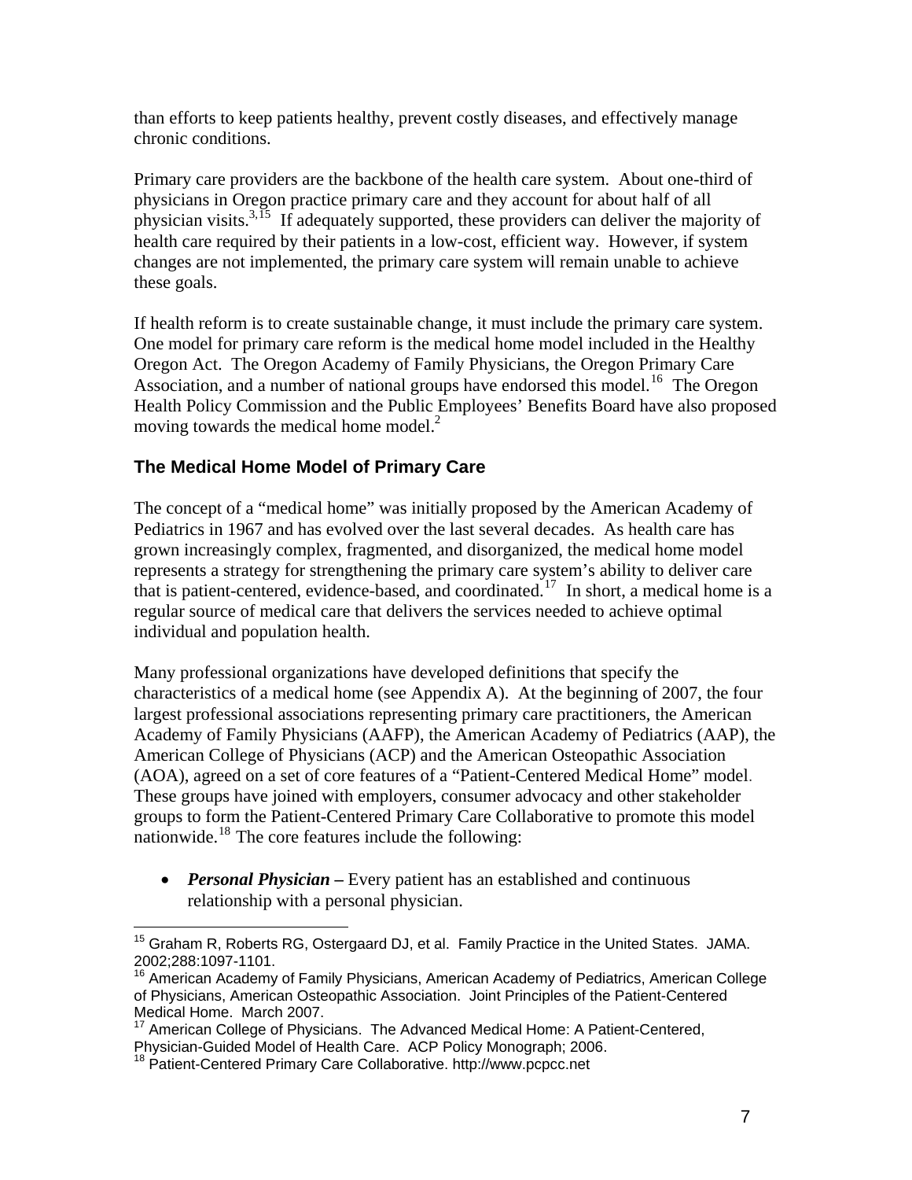than efforts to keep patients healthy, prevent costly diseases, and effectively manage chronic conditions.

Primary care providers are the backbone of the health care system. About one-third of physicians in Oregon practice primary care and they account for about half of all physician visits.[3,15] If adequately supported, these providers can deliver the majority of health care required by their patients in a low-cost, efficient way. However, if system changes are not implemented, the primary care system will remain unable to achieve these goals.

If health reform is to create sustainable change, it must include the primary care system. One model for primary care reform is the medical home model included in the Healthy Oregon Act. The Oregon Academy of Family Physicians, the Oregon Primary Care Association, and a number of national groups have endorsed this model.[16] The Oregon Health Policy Commission and the Public Employees' Benefits Board have also proposed moving towards the medical home model.[2]

### The Medical Home Model of Primary Care

The concept of a "medical home" was initially proposed by the American Academy of Pediatrics in 1967 and has evolved over the last several decades. As health care has grown increasingly complex, fragmented, and disorganized, the medical home model represents a strategy for strengthening the primary care system's ability to deliver care that is patient-centered, evidence-based, and coordinated.[17] In short, a medical home is a regular source of medical care that delivers the services needed to achieve optimal individual and population health.

Many professional organizations have developed definitions that specify the characteristics of a medical home (see Appendix A). At the beginning of 2007, the four largest professional associations representing primary care practitioners, the American Academy of Family Physicians (AAFP), the American Academy of Pediatrics (AAP), the American College of Physicians (ACP) and the American Osteopathic Association (AOA), agreed on a set of core features of a "Patient-Centered Medical Home" model. These groups have joined with employers, consumer advocacy and other stakeholder groups to form the Patient-Centered Primary Care Collaborative to promote this model nationwide.[18] The core features include the following:

- ***Personal Physician –*** Every patient has an established and continuous relationship with a personal physician.

---

[15] Graham R, Roberts RG, Ostergaard DJ, et al. Family Practice in the United States. JAMA. 2002;288:1097-1101.

[16] American Academy of Family Physicians, American Academy of Pediatrics, American College of Physicians, American Osteopathic Association. Joint Principles of the Patient-Centered Medical Home. March 2007.

[17] American College of Physicians. The Advanced Medical Home: A Patient-Centered, Physician-Guided Model of Health Care. ACP Policy Monograph; 2006.

[18] Patient-Centered Primary Care Collaborative. http://www.pcpcc.net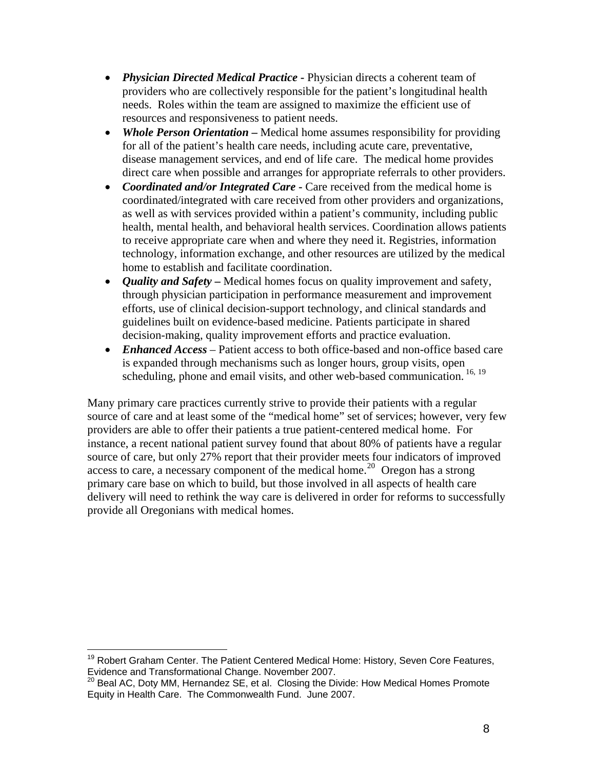- ***Physician Directed Medical Practice*** - Physician directs a coherent team of providers who are collectively responsible for the patient's longitudinal health needs. Roles within the team are assigned to maximize the efficient use of resources and responsiveness to patient needs.
- ***Whole Person Orientation*** – Medical home assumes responsibility for providing for all of the patient's health care needs, including acute care, preventative, disease management services, and end of life care. The medical home provides direct care when possible and arranges for appropriate referrals to other providers.
- ***Coordinated and/or Integrated Care*** - Care received from the medical home is coordinated/integrated with care received from other providers and organizations, as well as with services provided within a patient's community, including public health, mental health, and behavioral health services. Coordination allows patients to receive appropriate care when and where they need it. Registries, information technology, information exchange, and other resources are utilized by the medical home to establish and facilitate coordination.
- ***Quality and Safety*** – Medical homes focus on quality improvement and safety, through physician participation in performance measurement and improvement efforts, use of clinical decision-support technology, and clinical standards and guidelines built on evidence-based medicine. Patients participate in shared decision-making, quality improvement efforts and practice evaluation.
- ***Enhanced Access*** – Patient access to both office-based and non-office based care is expanded through mechanisms such as longer hours, group visits, open scheduling, phone and email visits, and other web-based communication. [16, 19]

Many primary care practices currently strive to provide their patients with a regular source of care and at least some of the "medical home" set of services; however, very few providers are able to offer their patients a true patient-centered medical home. For instance, a recent national patient survey found that about 80% of patients have a regular source of care, but only 27% report that their provider meets four indicators of improved access to care, a necessary component of the medical home.[20] Oregon has a strong primary care base on which to build, but those involved in all aspects of health care delivery will need to rethink the way care is delivered in order for reforms to successfully provide all Oregonians with medical homes.

---

[19] Robert Graham Center. The Patient Centered Medical Home: History, Seven Core Features, Evidence and Transformational Change. November 2007.

[20] Beal AC, Doty MM, Hernandez SE, et al. Closing the Divide: How Medical Homes Promote Equity in Health Care. The Commonwealth Fund. June 2007.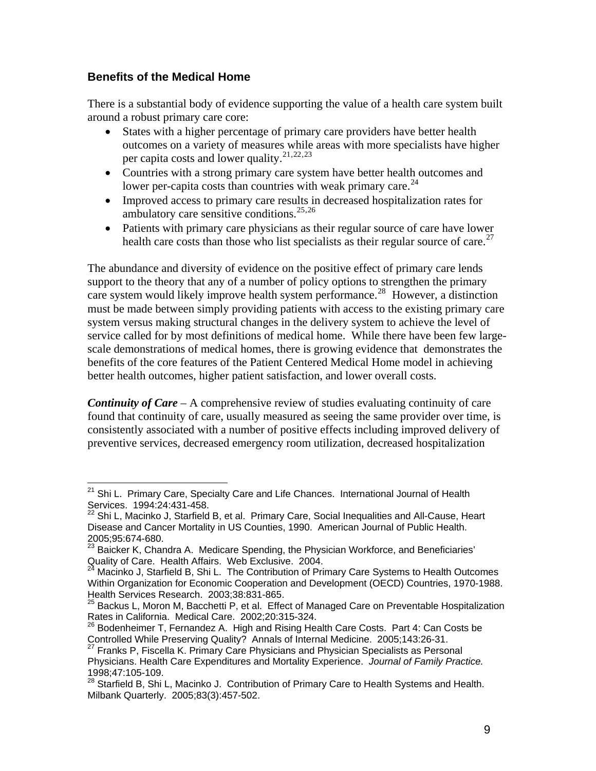## Benefits of the Medical Home

There is a substantial body of evidence supporting the value of a health care system built around a robust primary care core:

- States with a higher percentage of primary care providers have better health outcomes on a variety of measures while areas with more specialists have higher per capita costs and lower quality.[21,22,23]
- Countries with a strong primary care system have better health outcomes and lower per-capita costs than countries with weak primary care.[24]
- Improved access to primary care results in decreased hospitalization rates for ambulatory care sensitive conditions.[25,26]
- Patients with primary care physicians as their regular source of care have lower health care costs than those who list specialists as their regular source of care.[27]

The abundance and diversity of evidence on the positive effect of primary care lends support to the theory that any of a number of policy options to strengthen the primary care system would likely improve health system performance.[28] However, a distinction must be made between simply providing patients with access to the existing primary care system versus making structural changes in the delivery system to achieve the level of service called for by most definitions of medical home. While there have been few large-scale demonstrations of medical homes, there is growing evidence that demonstrates the benefits of the core features of the Patient Centered Medical Home model in achieving better health outcomes, higher patient satisfaction, and lower overall costs.

***Continuity of Care*** – A comprehensive review of studies evaluating continuity of care found that continuity of care, usually measured as seeing the same provider over time, is consistently associated with a number of positive effects including improved delivery of preventive services, decreased emergency room utilization, decreased hospitalization

---

[21] Shi L. Primary Care, Specialty Care and Life Chances. International Journal of Health Services. 1994:24:431-458.

[22] Shi L, Macinko J, Starfield B, et al. Primary Care, Social Inequalities and All-Cause, Heart Disease and Cancer Mortality in US Counties, 1990. American Journal of Public Health. 2005;95:674-680.

[23] Baicker K, Chandra A. Medicare Spending, the Physician Workforce, and Beneficiaries' Quality of Care. Health Affairs. Web Exclusive. 2004.

[24] Macinko J, Starfield B, Shi L. The Contribution of Primary Care Systems to Health Outcomes Within Organization for Economic Cooperation and Development (OECD) Countries, 1970-1988. Health Services Research. 2003;38:831-865.

[25] Backus L, Moron M, Bacchetti P, et al. Effect of Managed Care on Preventable Hospitalization Rates in California. Medical Care. 2002;20:315-324.

[26] Bodenheimer T, Fernandez A. High and Rising Health Care Costs. Part 4: Can Costs be Controlled While Preserving Quality? Annals of Internal Medicine. 2005;143:26-31.

[27] Franks P, Fiscella K. Primary Care Physicians and Physician Specialists as Personal Physicians. Health Care Expenditures and Mortality Experience. *Journal of Family Practice.* 1998;47:105-109.

[28] Starfield B, Shi L, Macinko J. Contribution of Primary Care to Health Systems and Health. Milbank Quarterly. 2005;83(3):457-502.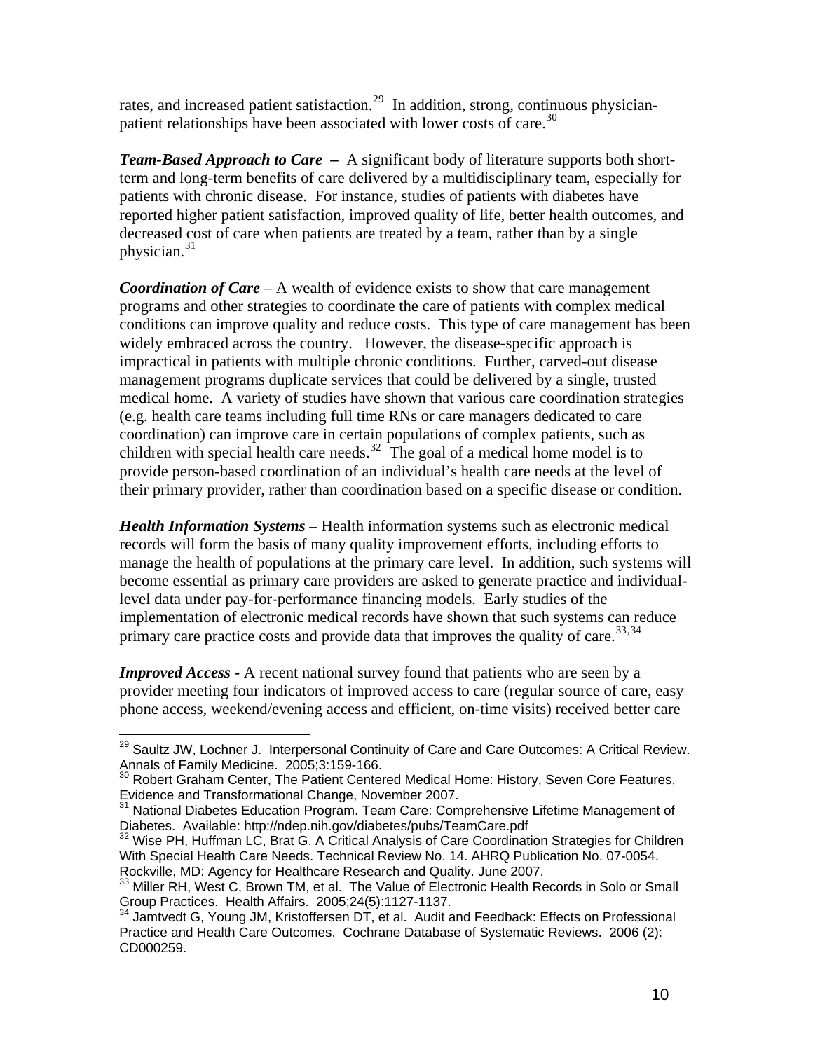rates, and increased patient satisfaction.[29] In addition, strong, continuous physician-patient relationships have been associated with lower costs of care.[30]

***Team-Based Approach to Care*** **–** A significant body of literature supports both short-term and long-term benefits of care delivered by a multidisciplinary team, especially for patients with chronic disease. For instance, studies of patients with diabetes have reported higher patient satisfaction, improved quality of life, better health outcomes, and decreased cost of care when patients are treated by a team, rather than by a single physician.[31]

***Coordination of Care*** – A wealth of evidence exists to show that care management programs and other strategies to coordinate the care of patients with complex medical conditions can improve quality and reduce costs. This type of care management has been widely embraced across the country. However, the disease-specific approach is impractical in patients with multiple chronic conditions. Further, carved-out disease management programs duplicate services that could be delivered by a single, trusted medical home. A variety of studies have shown that various care coordination strategies (e.g. health care teams including full time RNs or care managers dedicated to care coordination) can improve care in certain populations of complex patients, such as children with special health care needs.[32] The goal of a medical home model is to provide person-based coordination of an individual's health care needs at the level of their primary provider, rather than coordination based on a specific disease or condition.

***Health Information Systems*** – Health information systems such as electronic medical records will form the basis of many quality improvement efforts, including efforts to manage the health of populations at the primary care level. In addition, such systems will become essential as primary care providers are asked to generate practice and individual-level data under pay-for-performance financing models. Early studies of the implementation of electronic medical records have shown that such systems can reduce primary care practice costs and provide data that improves the quality of care.[33,34]

***Improved Access*** - A recent national survey found that patients who are seen by a provider meeting four indicators of improved access to care (regular source of care, easy phone access, weekend/evening access and efficient, on-time visits) received better care

---

[29] Saultz JW, Lochner J. Interpersonal Continuity of Care and Care Outcomes: A Critical Review. Annals of Family Medicine. 2005;3:159-166.

[30] Robert Graham Center, The Patient Centered Medical Home: History, Seven Core Features, Evidence and Transformational Change, November 2007.

[31] National Diabetes Education Program. Team Care: Comprehensive Lifetime Management of Diabetes. Available: http://ndep.nih.gov/diabetes/pubs/TeamCare.pdf

[32] Wise PH, Huffman LC, Brat G. A Critical Analysis of Care Coordination Strategies for Children With Special Health Care Needs. Technical Review No. 14. AHRQ Publication No. 07-0054. Rockville, MD: Agency for Healthcare Research and Quality. June 2007.

[33] Miller RH, West C, Brown TM, et al. The Value of Electronic Health Records in Solo or Small Group Practices. Health Affairs. 2005;24(5):1127-1137.

[34] Jamtvedt G, Young JM, Kristoffersen DT, et al. Audit and Feedback: Effects on Professional Practice and Health Care Outcomes. Cochrane Database of Systematic Reviews. 2006 (2): CD000259.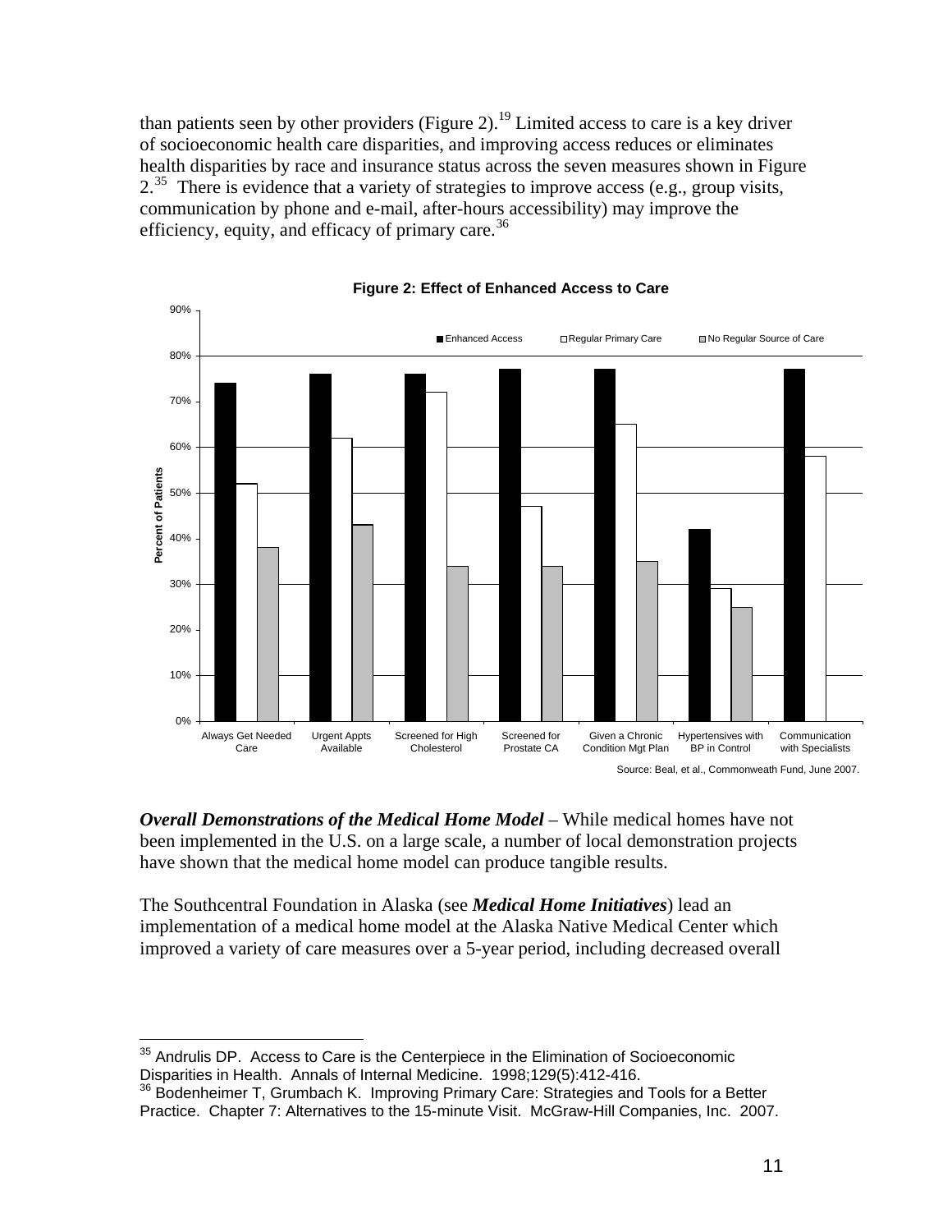than patients seen by other providers (Figure 2).[19] Limited access to care is a key driver of socioeconomic health care disparities, and improving access reduces or eliminates health disparities by race and insurance status across the seven measures shown in Figure 2.[35] There is evidence that a variety of strategies to improve access (e.g., group visits, communication by phone and e-mail, after-hours accessibility) may improve the efficiency, equity, and efficacy of primary care.[36]

**Figure 2: Effect of Enhanced Access to Care**

Source: Beal, et al., Commonwealth Fund, June 2007.

***Overall Demonstrations of the Medical Home Model*** – While medical homes have not been implemented in the U.S. on a large scale, a number of local demonstration projects have shown that the medical home model can produce tangible results.

The Southcentral Foundation in Alaska (see ***Medical Home Initiatives***) lead an implementation of a medical home model at the Alaska Native Medical Center which improved a variety of care measures over a 5-year period, including decreased overall

---

[35] Andrulis DP. Access to Care is the Centerpiece in the Elimination of Socioeconomic Disparities in Health. Annals of Internal Medicine. 1998;129(5):412-416.

[36] Bodenheimer T, Grumbach K. Improving Primary Care: Strategies and Tools for a Better Practice. Chapter 7: Alternatives to the 15-minute Visit. McGraw-Hill Companies, Inc. 2007.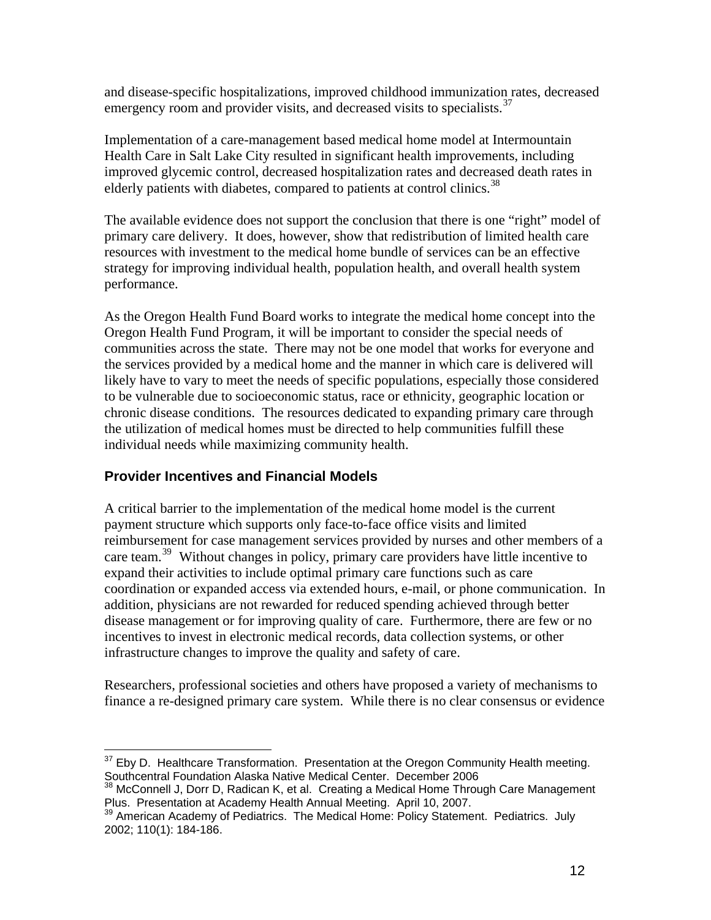and disease-specific hospitalizations, improved childhood immunization rates, decreased emergency room and provider visits, and decreased visits to specialists.[37]

Implementation of a care-management based medical home model at Intermountain Health Care in Salt Lake City resulted in significant health improvements, including improved glycemic control, decreased hospitalization rates and decreased death rates in elderly patients with diabetes, compared to patients at control clinics.[38]

The available evidence does not support the conclusion that there is one "right" model of primary care delivery. It does, however, show that redistribution of limited health care resources with investment to the medical home bundle of services can be an effective strategy for improving individual health, population health, and overall health system performance.

As the Oregon Health Fund Board works to integrate the medical home concept into the Oregon Health Fund Program, it will be important to consider the special needs of communities across the state. There may not be one model that works for everyone and the services provided by a medical home and the manner in which care is delivered will likely have to vary to meet the needs of specific populations, especially those considered to be vulnerable due to socioeconomic status, race or ethnicity, geographic location or chronic disease conditions. The resources dedicated to expanding primary care through the utilization of medical homes must be directed to help communities fulfill these individual needs while maximizing community health.

### Provider Incentives and Financial Models

A critical barrier to the implementation of the medical home model is the current payment structure which supports only face-to-face office visits and limited reimbursement for case management services provided by nurses and other members of a care team.[39] Without changes in policy, primary care providers have little incentive to expand their activities to include optimal primary care functions such as care coordination or expanded access via extended hours, e-mail, or phone communication. In addition, physicians are not rewarded for reduced spending achieved through better disease management or for improving quality of care. Furthermore, there are few or no incentives to invest in electronic medical records, data collection systems, or other infrastructure changes to improve the quality and safety of care.

Researchers, professional societies and others have proposed a variety of mechanisms to finance a re-designed primary care system. While there is no clear consensus or evidence

---

[37] Eby D. Healthcare Transformation. Presentation at the Oregon Community Health meeting. Southcentral Foundation Alaska Native Medical Center. December 2006

[38] McConnell J, Dorr D, Radican K, et al. Creating a Medical Home Through Care Management Plus. Presentation at Academy Health Annual Meeting. April 10, 2007.

[39] American Academy of Pediatrics. The Medical Home: Policy Statement. Pediatrics. July 2002; 110(1): 184-186.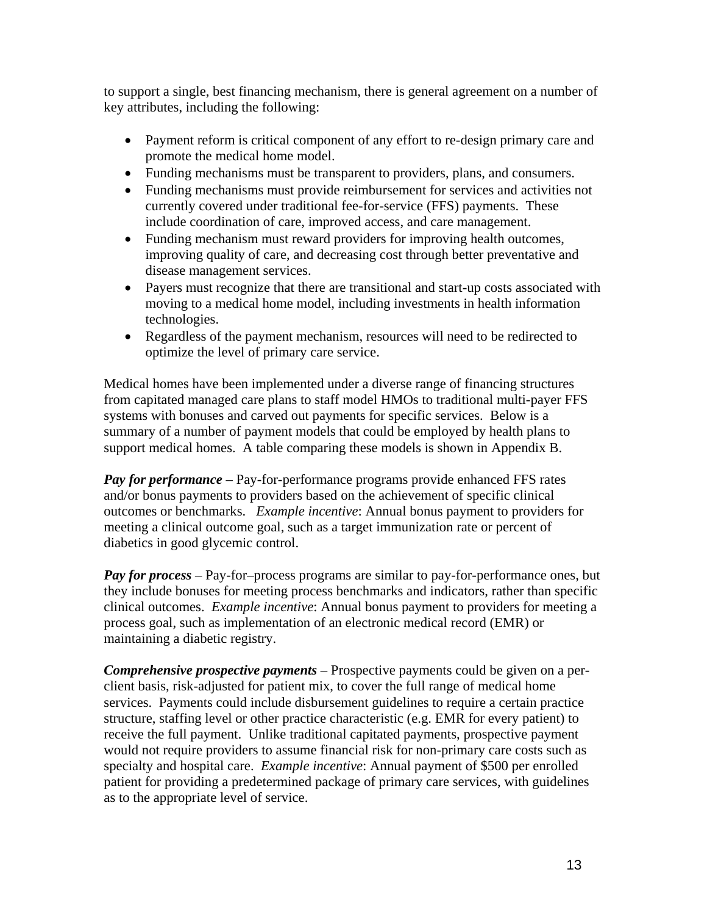to support a single, best financing mechanism, there is general agreement on a number of key attributes, including the following:

- Payment reform is critical component of any effort to re-design primary care and promote the medical home model.
- Funding mechanisms must be transparent to providers, plans, and consumers.
- Funding mechanisms must provide reimbursement for services and activities not currently covered under traditional fee-for-service (FFS) payments. These include coordination of care, improved access, and care management.
- Funding mechanism must reward providers for improving health outcomes, improving quality of care, and decreasing cost through better preventative and disease management services.
- Payers must recognize that there are transitional and start-up costs associated with moving to a medical home model, including investments in health information technologies.
- Regardless of the payment mechanism, resources will need to be redirected to optimize the level of primary care service.

Medical homes have been implemented under a diverse range of financing structures from capitated managed care plans to staff model HMOs to traditional multi-payer FFS systems with bonuses and carved out payments for specific services. Below is a summary of a number of payment models that could be employed by health plans to support medical homes. A table comparing these models is shown in Appendix B.

***Pay for performance*** – Pay-for-performance programs provide enhanced FFS rates and/or bonus payments to providers based on the achievement of specific clinical outcomes or benchmarks. *Example incentive*: Annual bonus payment to providers for meeting a clinical outcome goal, such as a target immunization rate or percent of diabetics in good glycemic control.

***Pay for process*** – Pay-for–process programs are similar to pay-for-performance ones, but they include bonuses for meeting process benchmarks and indicators, rather than specific clinical outcomes. *Example incentive*: Annual bonus payment to providers for meeting a process goal, such as implementation of an electronic medical record (EMR) or maintaining a diabetic registry.

***Comprehensive prospective payments*** – Prospective payments could be given on a per-client basis, risk-adjusted for patient mix, to cover the full range of medical home services. Payments could include disbursement guidelines to require a certain practice structure, staffing level or other practice characteristic (e.g. EMR for every patient) to receive the full payment. Unlike traditional capitated payments, prospective payment would not require providers to assume financial risk for non-primary care costs such as specialty and hospital care. *Example incentive*: Annual payment of $500 per enrolled patient for providing a predetermined package of primary care services, with guidelines as to the appropriate level of service.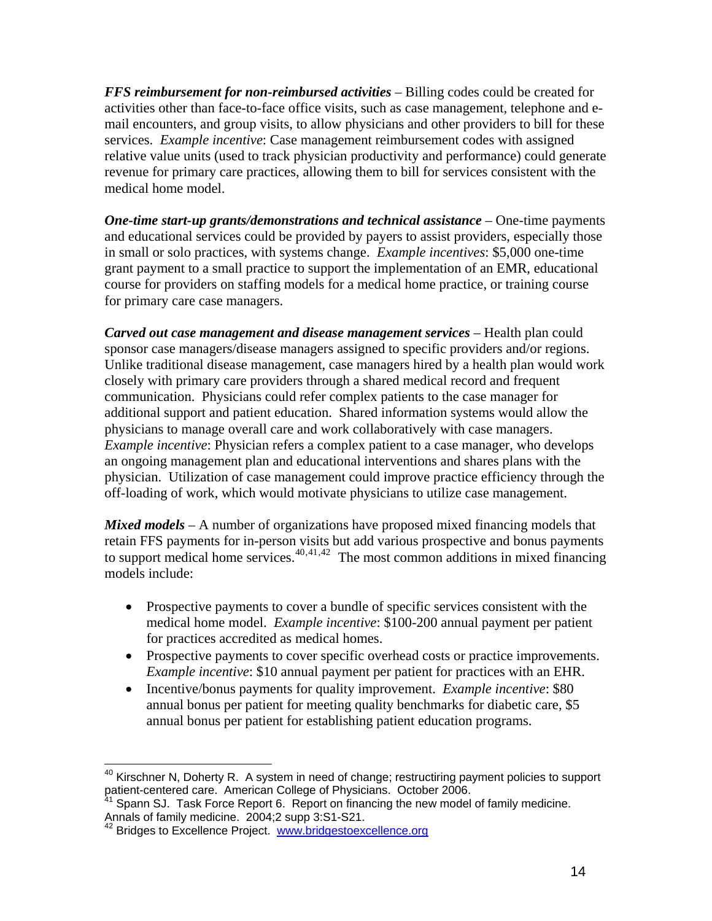***FFS reimbursement for non-reimbursed activities*** – Billing codes could be created for activities other than face-to-face office visits, such as case management, telephone and e-mail encounters, and group visits, to allow physicians and other providers to bill for these services. *Example incentive*: Case management reimbursement codes with assigned relative value units (used to track physician productivity and performance) could generate revenue for primary care practices, allowing them to bill for services consistent with the medical home model.

***One-time start-up grants/demonstrations and technical assistance*** – One-time payments and educational services could be provided by payers to assist providers, especially those in small or solo practices, with systems change. *Example incentives*: $5,000 one-time grant payment to a small practice to support the implementation of an EMR, educational course for providers on staffing models for a medical home practice, or training course for primary care case managers.

***Carved out case management and disease management services*** – Health plan could sponsor case managers/disease managers assigned to specific providers and/or regions. Unlike traditional disease management, case managers hired by a health plan would work closely with primary care providers through a shared medical record and frequent communication. Physicians could refer complex patients to the case manager for additional support and patient education. Shared information systems would allow the physicians to manage overall care and work collaboratively with case managers. *Example incentive*: Physician refers a complex patient to a case manager, who develops an ongoing management plan and educational interventions and shares plans with the physician. Utilization of case management could improve practice efficiency through the off-loading of work, which would motivate physicians to utilize case management.

***Mixed models*** – A number of organizations have proposed mixed financing models that retain FFS payments for in-person visits but add various prospective and bonus payments to support medical home services.[40,41,42] The most common additions in mixed financing models include:

- Prospective payments to cover a bundle of specific services consistent with the medical home model. *Example incentive*: $100-200 annual payment per patient for practices accredited as medical homes.
- Prospective payments to cover specific overhead costs or practice improvements. *Example incentive*: $10 annual payment per patient for practices with an EHR.
- Incentive/bonus payments for quality improvement. *Example incentive*: $80 annual bonus per patient for meeting quality benchmarks for diabetic care, $5 annual bonus per patient for establishing patient education programs.

---

[40] Kirschner N, Doherty R. A system in need of change; restructiring payment policies to support patient-centered care. American College of Physicians. October 2006.

[41] Spann SJ. Task Force Report 6. Report on financing the new model of family medicine. Annals of family medicine. 2004;2 supp 3:S1-S21.

[42] Bridges to Excellence Project. www.bridgestoexcellence.org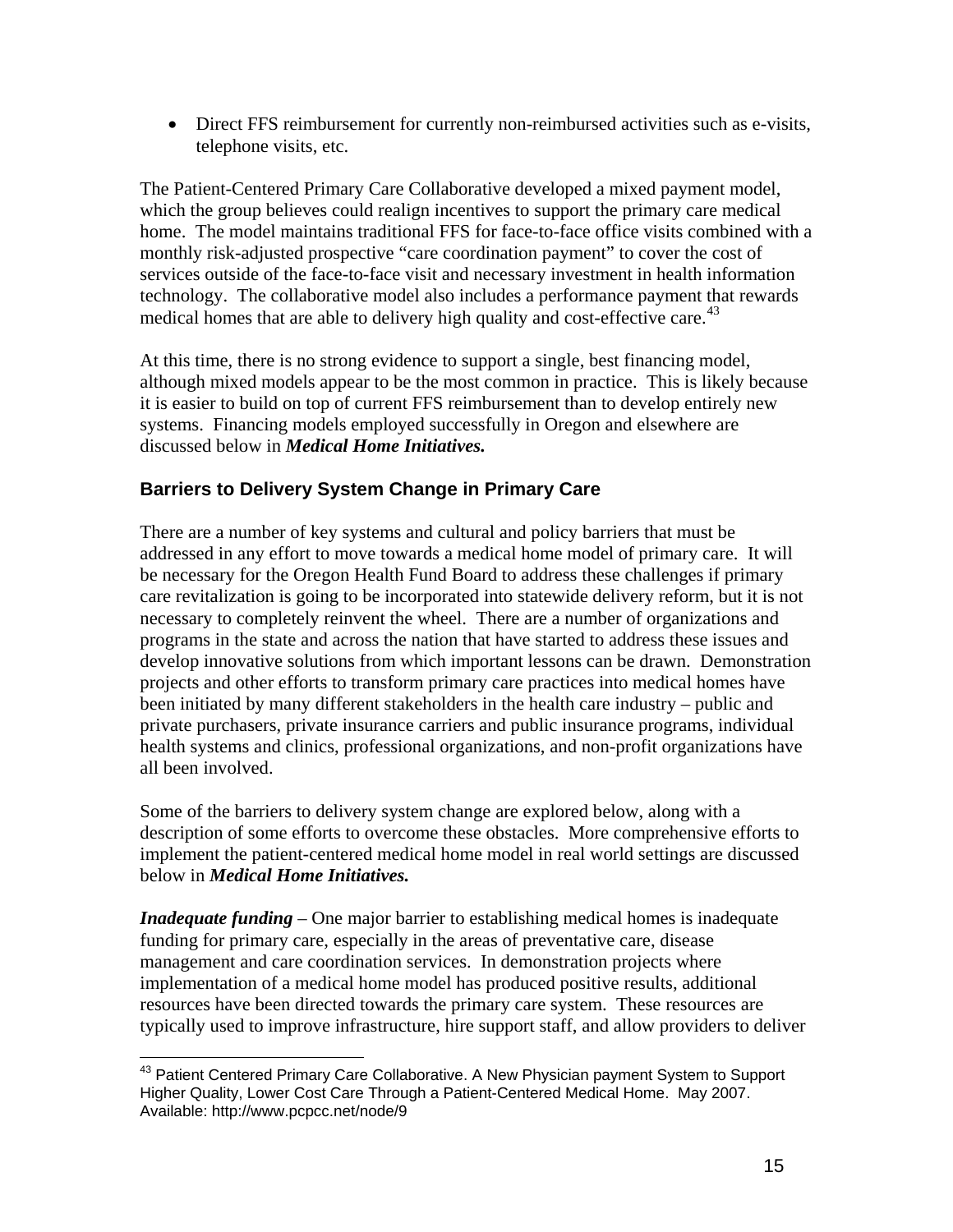- Direct FFS reimbursement for currently non-reimbursed activities such as e-visits, telephone visits, etc.

The Patient-Centered Primary Care Collaborative developed a mixed payment model, which the group believes could realign incentives to support the primary care medical home. The model maintains traditional FFS for face-to-face office visits combined with a monthly risk-adjusted prospective "care coordination payment" to cover the cost of services outside of the face-to-face visit and necessary investment in health information technology. The collaborative model also includes a performance payment that rewards medical homes that are able to delivery high quality and cost-effective care.[43]

At this time, there is no strong evidence to support a single, best financing model, although mixed models appear to be the most common in practice. This is likely because it is easier to build on top of current FFS reimbursement than to develop entirely new systems. Financing models employed successfully in Oregon and elsewhere are discussed below in ***Medical Home Initiatives.***

### Barriers to Delivery System Change in Primary Care

There are a number of key systems and cultural and policy barriers that must be addressed in any effort to move towards a medical home model of primary care. It will be necessary for the Oregon Health Fund Board to address these challenges if primary care revitalization is going to be incorporated into statewide delivery reform, but it is not necessary to completely reinvent the wheel. There are a number of organizations and programs in the state and across the nation that have started to address these issues and develop innovative solutions from which important lessons can be drawn. Demonstration projects and other efforts to transform primary care practices into medical homes have been initiated by many different stakeholders in the health care industry – public and private purchasers, private insurance carriers and public insurance programs, individual health systems and clinics, professional organizations, and non-profit organizations have all been involved.

Some of the barriers to delivery system change are explored below, along with a description of some efforts to overcome these obstacles. More comprehensive efforts to implement the patient-centered medical home model in real world settings are discussed below in ***Medical Home Initiatives.***

***Inadequate funding*** – One major barrier to establishing medical homes is inadequate funding for primary care, especially in the areas of preventative care, disease management and care coordination services. In demonstration projects where implementation of a medical home model has produced positive results, additional resources have been directed towards the primary care system. These resources are typically used to improve infrastructure, hire support staff, and allow providers to deliver

[43] Patient Centered Primary Care Collaborative. A New Physician payment System to Support Higher Quality, Lower Cost Care Through a Patient-Centered Medical Home. May 2007. Available: http://www.pcpcc.net/node/9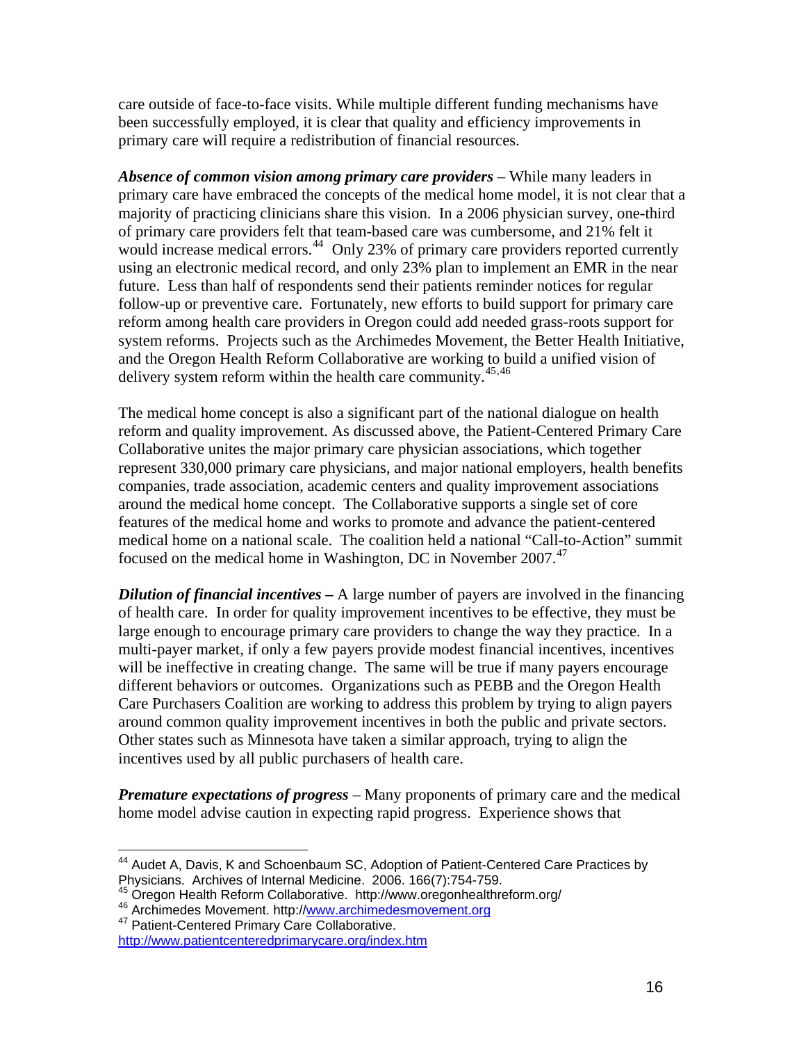care outside of face-to-face visits. While multiple different funding mechanisms have been successfully employed, it is clear that quality and efficiency improvements in primary care will require a redistribution of financial resources.

***Absence of common vision among primary care providers*** – While many leaders in primary care have embraced the concepts of the medical home model, it is not clear that a majority of practicing clinicians share this vision. In a 2006 physician survey, one-third of primary care providers felt that team-based care was cumbersome, and 21% felt it would increase medical errors.[44] Only 23% of primary care providers reported currently using an electronic medical record, and only 23% plan to implement an EMR in the near future. Less than half of respondents send their patients reminder notices for regular follow-up or preventive care. Fortunately, new efforts to build support for primary care reform among health care providers in Oregon could add needed grass-roots support for system reforms. Projects such as the Archimedes Movement, the Better Health Initiative, and the Oregon Health Reform Collaborative are working to build a unified vision of delivery system reform within the health care community.[45,46]

The medical home concept is also a significant part of the national dialogue on health reform and quality improvement. As discussed above, the Patient-Centered Primary Care Collaborative unites the major primary care physician associations, which together represent 330,000 primary care physicians, and major national employers, health benefits companies, trade association, academic centers and quality improvement associations around the medical home concept. The Collaborative supports a single set of core features of the medical home and works to promote and advance the patient-centered medical home on a national scale. The coalition held a national "Call-to-Action" summit focused on the medical home in Washington, DC in November 2007.[47]

***Dilution of financial incentives –*** A large number of payers are involved in the financing of health care. In order for quality improvement incentives to be effective, they must be large enough to encourage primary care providers to change the way they practice. In a multi-payer market, if only a few payers provide modest financial incentives, incentives will be ineffective in creating change. The same will be true if many payers encourage different behaviors or outcomes. Organizations such as PEBB and the Oregon Health Care Purchasers Coalition are working to address this problem by trying to align payers around common quality improvement incentives in both the public and private sectors. Other states such as Minnesota have taken a similar approach, trying to align the incentives used by all public purchasers of health care.

***Premature expectations of progress*** – Many proponents of primary care and the medical home model advise caution in expecting rapid progress. Experience shows that

---

[44] Audet A, Davis, K and Schoenbaum SC, Adoption of Patient-Centered Care Practices by Physicians. Archives of Internal Medicine. 2006. 166(7):754-759.

[45] Oregon Health Reform Collaborative. http://www.oregonhealthreform.org/

[46] Archimedes Movement. http://www.archimedesmovement.org

[47] Patient-Centered Primary Care Collaborative. http://www.patientcenteredprimarycare.org/index.htm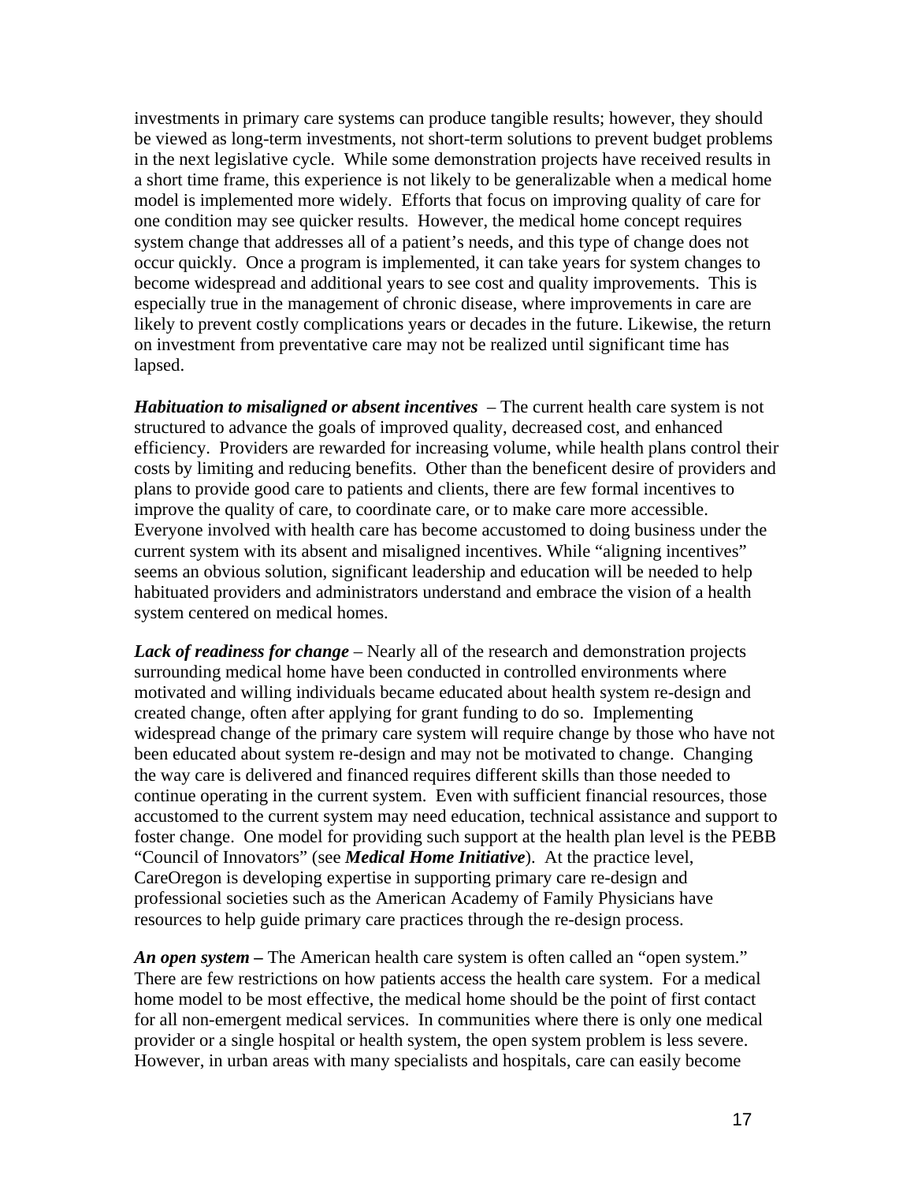investments in primary care systems can produce tangible results; however, they should be viewed as long-term investments, not short-term solutions to prevent budget problems in the next legislative cycle. While some demonstration projects have received results in a short time frame, this experience is not likely to be generalizable when a medical home model is implemented more widely. Efforts that focus on improving quality of care for one condition may see quicker results. However, the medical home concept requires system change that addresses all of a patient's needs, and this type of change does not occur quickly. Once a program is implemented, it can take years for system changes to become widespread and additional years to see cost and quality improvements. This is especially true in the management of chronic disease, where improvements in care are likely to prevent costly complications years or decades in the future. Likewise, the return on investment from preventative care may not be realized until significant time has lapsed.

***Habituation to misaligned or absent incentives*** – The current health care system is not structured to advance the goals of improved quality, decreased cost, and enhanced efficiency. Providers are rewarded for increasing volume, while health plans control their costs by limiting and reducing benefits. Other than the beneficent desire of providers and plans to provide good care to patients and clients, there are few formal incentives to improve the quality of care, to coordinate care, or to make care more accessible. Everyone involved with health care has become accustomed to doing business under the current system with its absent and misaligned incentives. While "aligning incentives" seems an obvious solution, significant leadership and education will be needed to help habituated providers and administrators understand and embrace the vision of a health system centered on medical homes.

***Lack of readiness for change*** – Nearly all of the research and demonstration projects surrounding medical home have been conducted in controlled environments where motivated and willing individuals became educated about health system re-design and created change, often after applying for grant funding to do so. Implementing widespread change of the primary care system will require change by those who have not been educated about system re-design and may not be motivated to change. Changing the way care is delivered and financed requires different skills than those needed to continue operating in the current system. Even with sufficient financial resources, those accustomed to the current system may need education, technical assistance and support to foster change. One model for providing such support at the health plan level is the PEBB "Council of Innovators" (see ***Medical Home Initiative***). At the practice level, CareOregon is developing expertise in supporting primary care re-design and professional societies such as the American Academy of Family Physicians have resources to help guide primary care practices through the re-design process.

***An open system*** **–** The American health care system is often called an "open system." There are few restrictions on how patients access the health care system. For a medical home model to be most effective, the medical home should be the point of first contact for all non-emergent medical services. In communities where there is only one medical provider or a single hospital or health system, the open system problem is less severe. However, in urban areas with many specialists and hospitals, care can easily become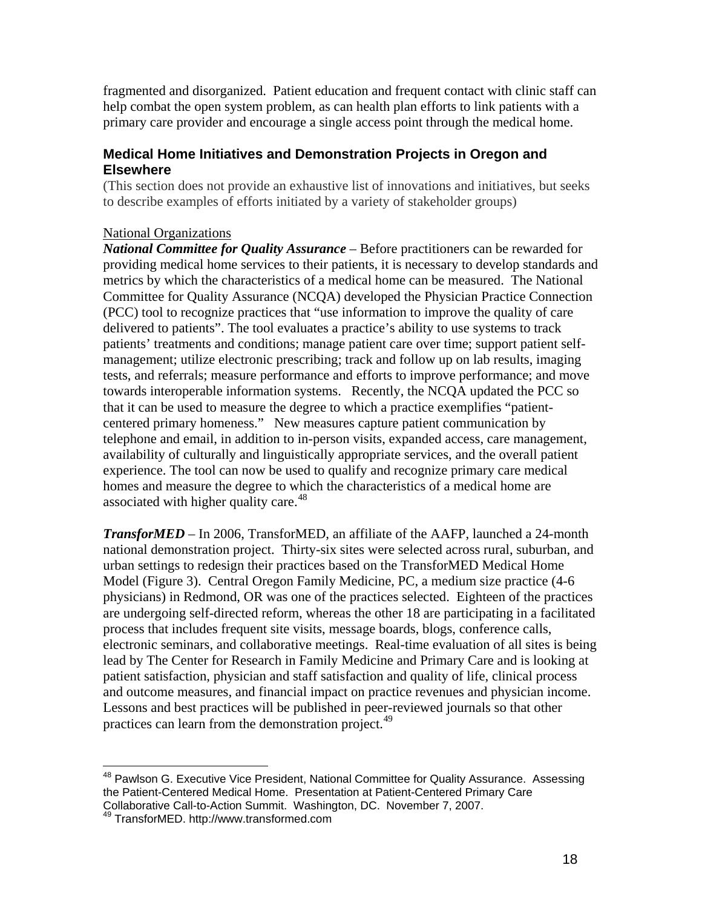fragmented and disorganized. Patient education and frequent contact with clinic staff can help combat the open system problem, as can health plan efforts to link patients with a primary care provider and encourage a single access point through the medical home.

### Medical Home Initiatives and Demonstration Projects in Oregon and Elsewhere

(This section does not provide an exhaustive list of innovations and initiatives, but seeks to describe examples of efforts initiated by a variety of stakeholder groups)

National Organizations

***National Committee for Quality Assurance*** – Before practitioners can be rewarded for providing medical home services to their patients, it is necessary to develop standards and metrics by which the characteristics of a medical home can be measured. The National Committee for Quality Assurance (NCQA) developed the Physician Practice Connection (PCC) tool to recognize practices that "use information to improve the quality of care delivered to patients". The tool evaluates a practice's ability to use systems to track patients' treatments and conditions; manage patient care over time; support patient self-management; utilize electronic prescribing; track and follow up on lab results, imaging tests, and referrals; measure performance and efforts to improve performance; and move towards interoperable information systems. Recently, the NCQA updated the PCC so that it can be used to measure the degree to which a practice exemplifies "patient-centered primary homeness." New measures capture patient communication by telephone and email, in addition to in-person visits, expanded access, care management, availability of culturally and linguistically appropriate services, and the overall patient experience. The tool can now be used to qualify and recognize primary care medical homes and measure the degree to which the characteristics of a medical home are associated with higher quality care.[48]

***TransforMED*** – In 2006, TransforMED, an affiliate of the AAFP, launched a 24-month national demonstration project. Thirty-six sites were selected across rural, suburban, and urban settings to redesign their practices based on the TransforMED Medical Home Model (Figure 3). Central Oregon Family Medicine, PC, a medium size practice (4-6 physicians) in Redmond, OR was one of the practices selected. Eighteen of the practices are undergoing self-directed reform, whereas the other 18 are participating in a facilitated process that includes frequent site visits, message boards, blogs, conference calls, electronic seminars, and collaborative meetings. Real-time evaluation of all sites is being lead by The Center for Research in Family Medicine and Primary Care and is looking at patient satisfaction, physician and staff satisfaction and quality of life, clinical process and outcome measures, and financial impact on practice revenues and physician income. Lessons and best practices will be published in peer-reviewed journals so that other practices can learn from the demonstration project.[49]

---

[48] Pawlson G. Executive Vice President, National Committee for Quality Assurance. Assessing the Patient-Centered Medical Home. Presentation at Patient-Centered Primary Care Collaborative Call-to-Action Summit. Washington, DC. November 7, 2007.

[49] TransforMED. http://www.transformed.com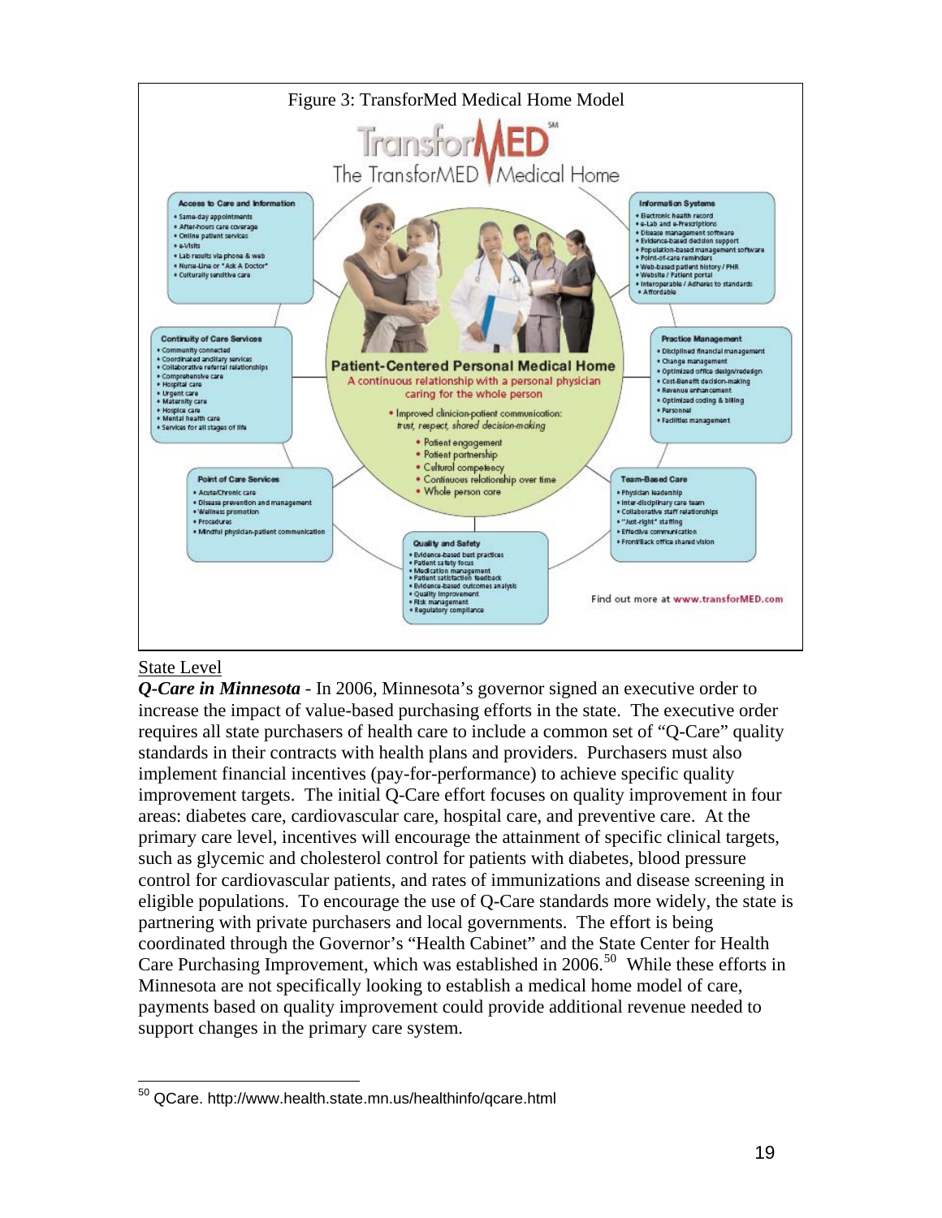Figure 3: TransforMed Medical Home Model

TransforMED

The TransforMED Medical Home

**Access to Care and Information**
- Same-day appointments
- After-hours care coverage
- Online patient services
- e-Visits
- Lab results via phone & web
- Nurse-Line or "Ask A Doctor"
- Culturally sensitive care

**Information Systems**
- Electronic health record
- e-Lab and e-Prescriptions
- Disease management software
- Evidence-based decision support
- Population-based management software
- Point-of-care reminders
- Web-based patient history / PHR
- Website / Patient portal
- Interoperable / Adheres to standards
- Affordable

**Continuity of Care Services**
- Community connected
- Coordinated ancillary services
- Collaborative referral relationships
- Comprehensive care
- Hospital care
- Urgent care
- Maternity care
- Hospice care
- Mental health care
- Services for all stages of life

**Patient-Centered Personal Medical Home**

A continuous relationship with a personal physician caring for the whole person

- Improved clinician-patient communication: trust, respect, shared decision-making
- Patient engagement
- Patient partnership
- Cultural competency
- Continuous relationship over time
- Whole person care

**Practice Management**
- Disciplined financial management
- Change management
- Optimized office design/redesign
- Cost-Benefit decision-making
- Revenue enhancement
- Optimized coding & billing
- Personnel
- Facilities management

**Point of Care Services**
- Acute/Chronic care
- Disease prevention and management
- Wellness promotion
- Procedures
- Mindful physician-patient communication

**Team-Based Care**
- Physician leadership
- Inter-disciplinary care team
- Collaborative staff relationships
- "Just-right" staffing
- Effective communication
- Front/Back office shared vision

**Quality and Safety**
- Evidence-based best practices
- Patient safety focus
- Medication management
- Patient satisfaction feedback
- Evidence-based outcomes analysis
- Quality improvement
- Risk management
- Regulatory compliance

Find out more at www.transforMED.com

State Level

***Q-Care in Minnesota*** - In 2006, Minnesota's governor signed an executive order to increase the impact of value-based purchasing efforts in the state. The executive order requires all state purchasers of health care to include a common set of "Q-Care" quality standards in their contracts with health plans and providers. Purchasers must also implement financial incentives (pay-for-performance) to achieve specific quality improvement targets. The initial Q-Care effort focuses on quality improvement in four areas: diabetes care, cardiovascular care, hospital care, and preventive care. At the primary care level, incentives will encourage the attainment of specific clinical targets, such as glycemic and cholesterol control for patients with diabetes, blood pressure control for cardiovascular patients, and rates of immunizations and disease screening in eligible populations. To encourage the use of Q-Care standards more widely, the state is partnering with private purchasers and local governments. The effort is being coordinated through the Governor's "Health Cabinet" and the State Center for Health Care Purchasing Improvement, which was established in 2006.[50] While these efforts in Minnesota are not specifically looking to establish a medical home model of care, payments based on quality improvement could provide additional revenue needed to support changes in the primary care system.

---

[50] QCare. http://www.health.state.mn.us/healthinfo/qcare.html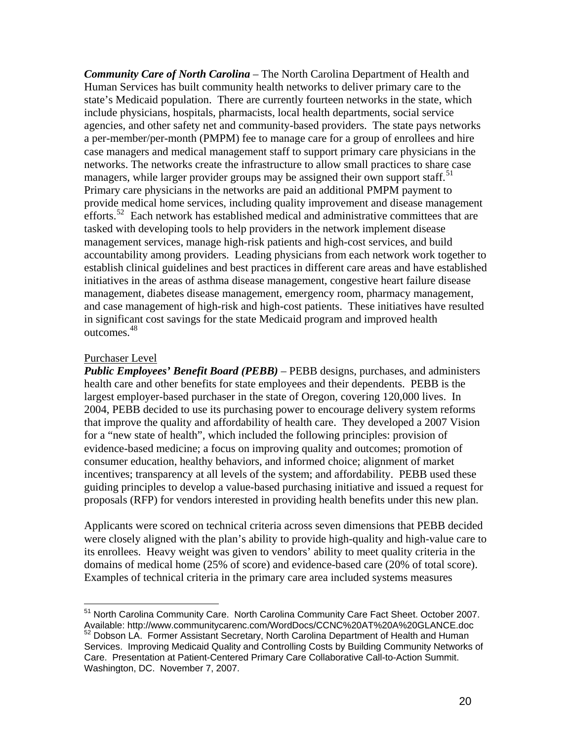***Community Care of North Carolina*** – The North Carolina Department of Health and Human Services has built community health networks to deliver primary care to the state's Medicaid population. There are currently fourteen networks in the state, which include physicians, hospitals, pharmacists, local health departments, social service agencies, and other safety net and community-based providers. The state pays networks a per-member/per-month (PMPM) fee to manage care for a group of enrollees and hire case managers and medical management staff to support primary care physicians in the networks. The networks create the infrastructure to allow small practices to share case managers, while larger provider groups may be assigned their own support staff.[51] Primary care physicians in the networks are paid an additional PMPM payment to provide medical home services, including quality improvement and disease management efforts.[52] Each network has established medical and administrative committees that are tasked with developing tools to help providers in the network implement disease management services, manage high-risk patients and high-cost services, and build accountability among providers. Leading physicians from each network work together to establish clinical guidelines and best practices in different care areas and have established initiatives in the areas of asthma disease management, congestive heart failure disease management, diabetes disease management, emergency room, pharmacy management, and case management of high-risk and high-cost patients. These initiatives have resulted in significant cost savings for the state Medicaid program and improved health outcomes.[48]

Purchaser Level

***Public Employees' Benefit Board (PEBB)*** – PEBB designs, purchases, and administers health care and other benefits for state employees and their dependents. PEBB is the largest employer-based purchaser in the state of Oregon, covering 120,000 lives. In 2004, PEBB decided to use its purchasing power to encourage delivery system reforms that improve the quality and affordability of health care. They developed a 2007 Vision for a "new state of health", which included the following principles: provision of evidence-based medicine; a focus on improving quality and outcomes; promotion of consumer education, healthy behaviors, and informed choice; alignment of market incentives; transparency at all levels of the system; and affordability. PEBB used these guiding principles to develop a value-based purchasing initiative and issued a request for proposals (RFP) for vendors interested in providing health benefits under this new plan.

Applicants were scored on technical criteria across seven dimensions that PEBB decided were closely aligned with the plan's ability to provide high-quality and high-value care to its enrollees. Heavy weight was given to vendors' ability to meet quality criteria in the domains of medical home (25% of score) and evidence-based care (20% of total score). Examples of technical criteria in the primary care area included systems measures

---

[51] North Carolina Community Care. North Carolina Community Care Fact Sheet. October 2007. Available: http://www.communitycarenc.com/WordDocs/CCNC%20AT%20A%20GLANCE.doc

[52] Dobson LA. Former Assistant Secretary, North Carolina Department of Health and Human Services. Improving Medicaid Quality and Controlling Costs by Building Community Networks of Care. Presentation at Patient-Centered Primary Care Collaborative Call-to-Action Summit. Washington, DC. November 7, 2007.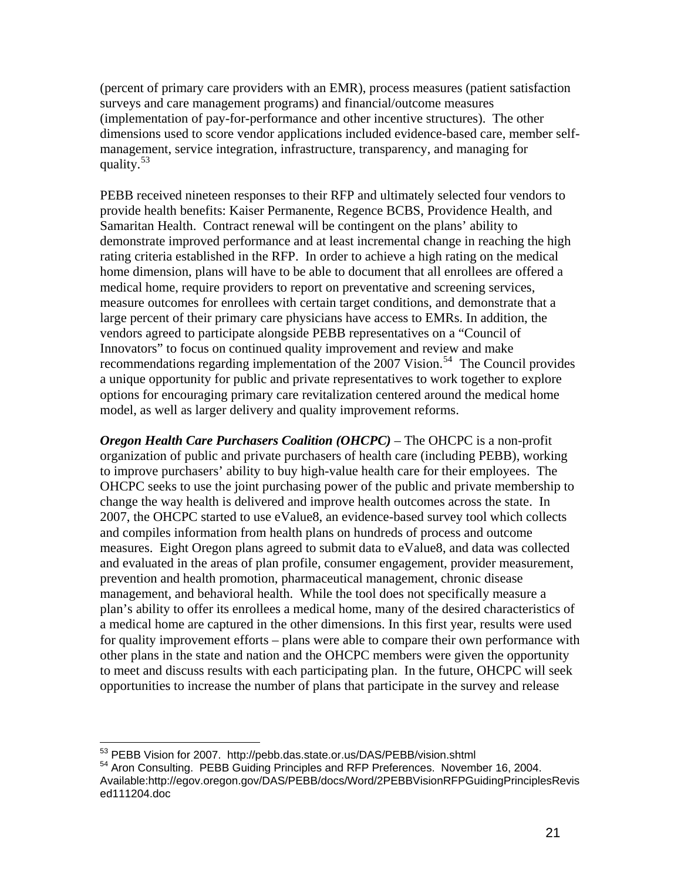(percent of primary care providers with an EMR), process measures (patient satisfaction surveys and care management programs) and financial/outcome measures (implementation of pay-for-performance and other incentive structures). The other dimensions used to score vendor applications included evidence-based care, member self-management, service integration, infrastructure, transparency, and managing for quality.[53]

PEBB received nineteen responses to their RFP and ultimately selected four vendors to provide health benefits: Kaiser Permanente, Regence BCBS, Providence Health, and Samaritan Health. Contract renewal will be contingent on the plans' ability to demonstrate improved performance and at least incremental change in reaching the high rating criteria established in the RFP. In order to achieve a high rating on the medical home dimension, plans will have to be able to document that all enrollees are offered a medical home, require providers to report on preventative and screening services, measure outcomes for enrollees with certain target conditions, and demonstrate that a large percent of their primary care physicians have access to EMRs. In addition, the vendors agreed to participate alongside PEBB representatives on a "Council of Innovators" to focus on continued quality improvement and review and make recommendations regarding implementation of the 2007 Vision.[54] The Council provides a unique opportunity for public and private representatives to work together to explore options for encouraging primary care revitalization centered around the medical home model, as well as larger delivery and quality improvement reforms.

***Oregon Health Care Purchasers Coalition (OHCPC)*** – The OHCPC is a non-profit organization of public and private purchasers of health care (including PEBB), working to improve purchasers' ability to buy high-value health care for their employees. The OHCPC seeks to use the joint purchasing power of the public and private membership to change the way health is delivered and improve health outcomes across the state. In 2007, the OHCPC started to use eValue8, an evidence-based survey tool which collects and compiles information from health plans on hundreds of process and outcome measures. Eight Oregon plans agreed to submit data to eValue8, and data was collected and evaluated in the areas of plan profile, consumer engagement, provider measurement, prevention and health promotion, pharmaceutical management, chronic disease management, and behavioral health. While the tool does not specifically measure a plan's ability to offer its enrollees a medical home, many of the desired characteristics of a medical home are captured in the other dimensions. In this first year, results were used for quality improvement efforts – plans were able to compare their own performance with other plans in the state and nation and the OHCPC members were given the opportunity to meet and discuss results with each participating plan. In the future, OHCPC will seek opportunities to increase the number of plans that participate in the survey and release

---

[53] PEBB Vision for 2007. http://pebb.das.state.or.us/DAS/PEBB/vision.shtml

[54] Aron Consulting. PEBB Guiding Principles and RFP Preferences. November 16, 2004. Available:http://egov.oregon.gov/DAS/PEBB/docs/Word/2PEBBVisionRFPGuidingPrinciplesRevised111204.doc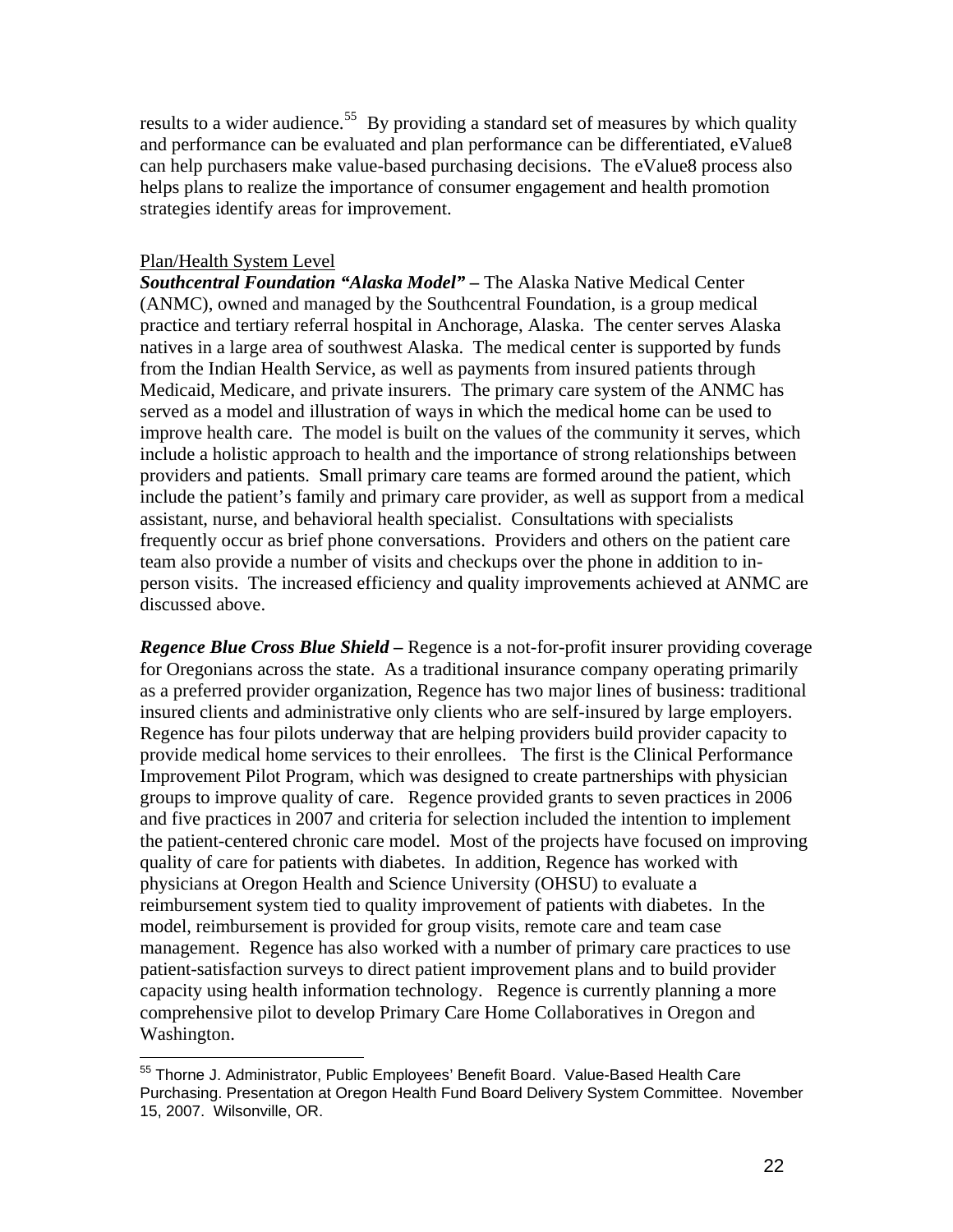results to a wider audience.[55] By providing a standard set of measures by which quality and performance can be evaluated and plan performance can be differentiated, eValue8 can help purchasers make value-based purchasing decisions. The eValue8 process also helps plans to realize the importance of consumer engagement and health promotion strategies identify areas for improvement.

Plan/Health System Level

***Southcentral Foundation "Alaska Model" –*** The Alaska Native Medical Center (ANMC), owned and managed by the Southcentral Foundation, is a group medical practice and tertiary referral hospital in Anchorage, Alaska. The center serves Alaska natives in a large area of southwest Alaska. The medical center is supported by funds from the Indian Health Service, as well as payments from insured patients through Medicaid, Medicare, and private insurers. The primary care system of the ANMC has served as a model and illustration of ways in which the medical home can be used to improve health care. The model is built on the values of the community it serves, which include a holistic approach to health and the importance of strong relationships between providers and patients. Small primary care teams are formed around the patient, which include the patient's family and primary care provider, as well as support from a medical assistant, nurse, and behavioral health specialist. Consultations with specialists frequently occur as brief phone conversations. Providers and others on the patient care team also provide a number of visits and checkups over the phone in addition to in-person visits. The increased efficiency and quality improvements achieved at ANMC are discussed above.

***Regence Blue Cross Blue Shield –*** Regence is a not-for-profit insurer providing coverage for Oregonians across the state. As a traditional insurance company operating primarily as a preferred provider organization, Regence has two major lines of business: traditional insured clients and administrative only clients who are self-insured by large employers. Regence has four pilots underway that are helping providers build provider capacity to provide medical home services to their enrollees. The first is the Clinical Performance Improvement Pilot Program, which was designed to create partnerships with physician groups to improve quality of care. Regence provided grants to seven practices in 2006 and five practices in 2007 and criteria for selection included the intention to implement the patient-centered chronic care model. Most of the projects have focused on improving quality of care for patients with diabetes. In addition, Regence has worked with physicians at Oregon Health and Science University (OHSU) to evaluate a reimbursement system tied to quality improvement of patients with diabetes. In the model, reimbursement is provided for group visits, remote care and team case management. Regence has also worked with a number of primary care practices to use patient-satisfaction surveys to direct patient improvement plans and to build provider capacity using health information technology. Regence is currently planning a more comprehensive pilot to develop Primary Care Home Collaboratives in Oregon and Washington.

---

[55] Thorne J. Administrator, Public Employees' Benefit Board. Value-Based Health Care Purchasing. Presentation at Oregon Health Fund Board Delivery System Committee. November 15, 2007. Wilsonville, OR.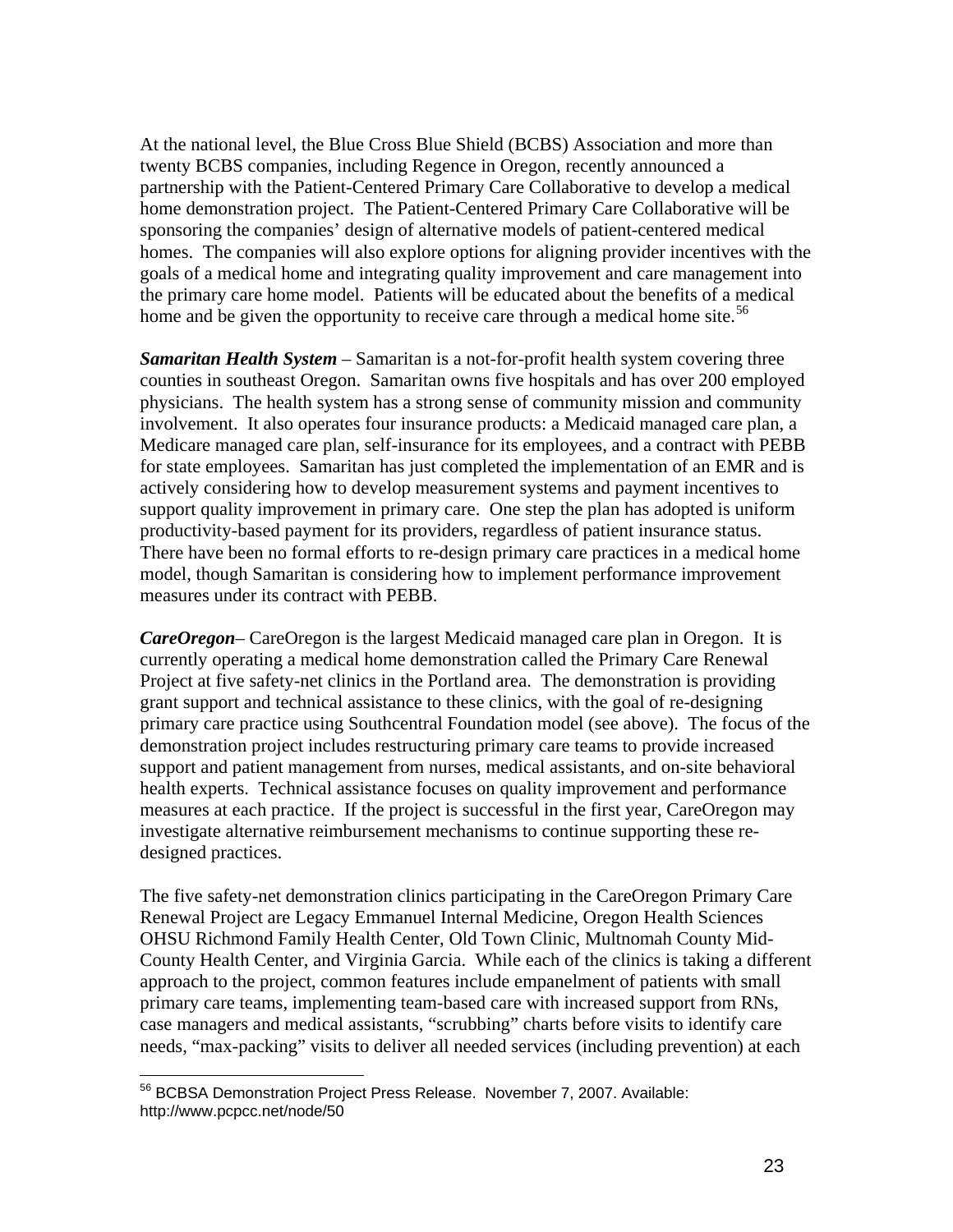At the national level, the Blue Cross Blue Shield (BCBS) Association and more than twenty BCBS companies, including Regence in Oregon, recently announced a partnership with the Patient-Centered Primary Care Collaborative to develop a medical home demonstration project. The Patient-Centered Primary Care Collaborative will be sponsoring the companies' design of alternative models of patient-centered medical homes. The companies will also explore options for aligning provider incentives with the goals of a medical home and integrating quality improvement and care management into the primary care home model. Patients will be educated about the benefits of a medical home and be given the opportunity to receive care through a medical home site.[56]

***Samaritan Health System*** – Samaritan is a not-for-profit health system covering three counties in southeast Oregon. Samaritan owns five hospitals and has over 200 employed physicians. The health system has a strong sense of community mission and community involvement. It also operates four insurance products: a Medicaid managed care plan, a Medicare managed care plan, self-insurance for its employees, and a contract with PEBB for state employees. Samaritan has just completed the implementation of an EMR and is actively considering how to develop measurement systems and payment incentives to support quality improvement in primary care. One step the plan has adopted is uniform productivity-based payment for its providers, regardless of patient insurance status. There have been no formal efforts to re-design primary care practices in a medical home model, though Samaritan is considering how to implement performance improvement measures under its contract with PEBB.

***CareOregon***– CareOregon is the largest Medicaid managed care plan in Oregon. It is currently operating a medical home demonstration called the Primary Care Renewal Project at five safety-net clinics in the Portland area. The demonstration is providing grant support and technical assistance to these clinics, with the goal of re-designing primary care practice using Southcentral Foundation model (see above). The focus of the demonstration project includes restructuring primary care teams to provide increased support and patient management from nurses, medical assistants, and on-site behavioral health experts. Technical assistance focuses on quality improvement and performance measures at each practice. If the project is successful in the first year, CareOregon may investigate alternative reimbursement mechanisms to continue supporting these re-designed practices.

The five safety-net demonstration clinics participating in the CareOregon Primary Care Renewal Project are Legacy Emmanuel Internal Medicine, Oregon Health Sciences OHSU Richmond Family Health Center, Old Town Clinic, Multnomah County Mid-County Health Center, and Virginia Garcia. While each of the clinics is taking a different approach to the project, common features include empanelment of patients with small primary care teams, implementing team-based care with increased support from RNs, case managers and medical assistants, "scrubbing" charts before visits to identify care needs, "max-packing" visits to deliver all needed services (including prevention) at each

[56] BCBSA Demonstration Project Press Release. November 7, 2007. Available: http://www.pcpcc.net/node/50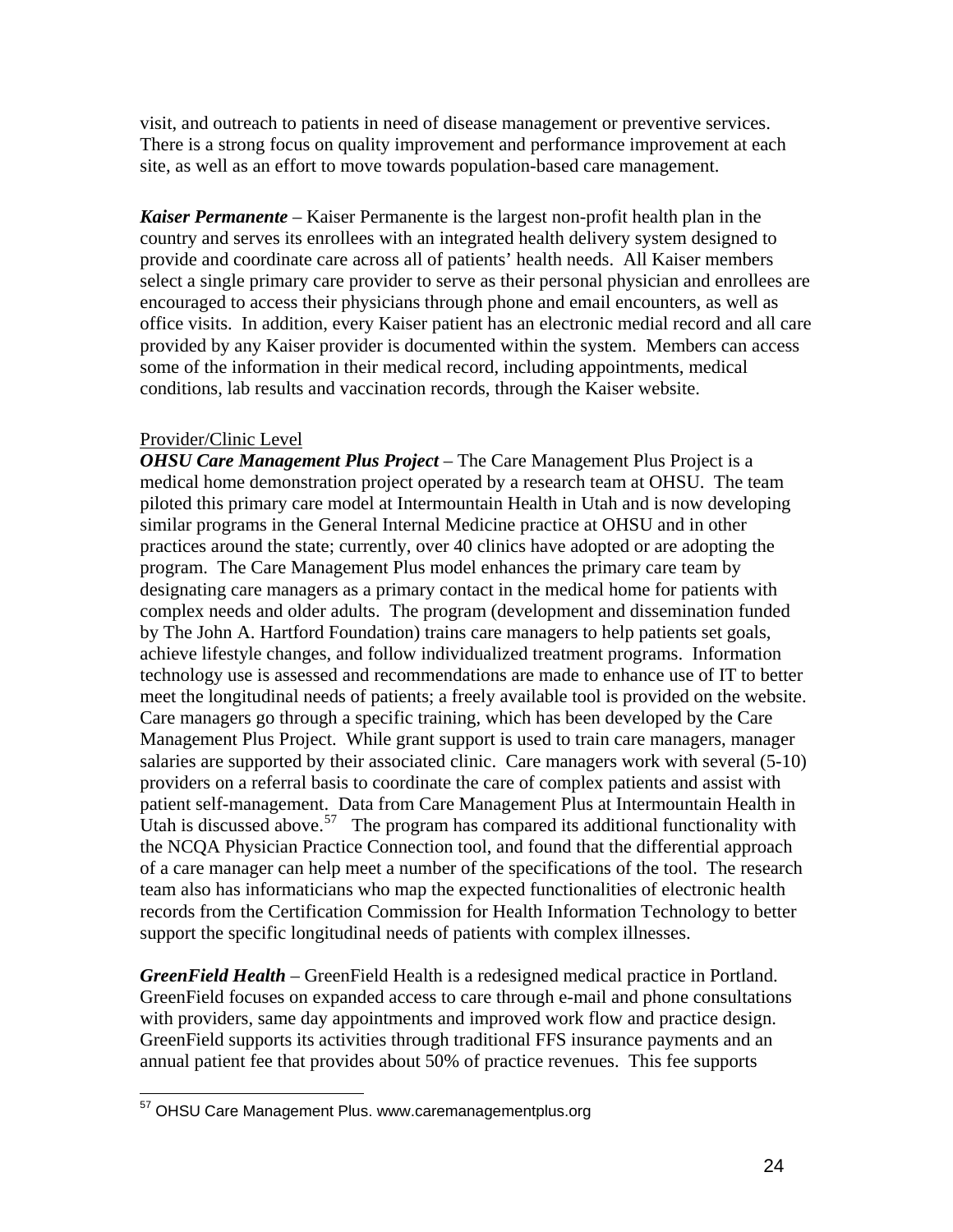visit, and outreach to patients in need of disease management or preventive services. There is a strong focus on quality improvement and performance improvement at each site, as well as an effort to move towards population-based care management.

***Kaiser Permanente*** – Kaiser Permanente is the largest non-profit health plan in the country and serves its enrollees with an integrated health delivery system designed to provide and coordinate care across all of patients' health needs. All Kaiser members select a single primary care provider to serve as their personal physician and enrollees are encouraged to access their physicians through phone and email encounters, as well as office visits. In addition, every Kaiser patient has an electronic medial record and all care provided by any Kaiser provider is documented within the system. Members can access some of the information in their medical record, including appointments, medical conditions, lab results and vaccination records, through the Kaiser website.

<u>Provider/Clinic Level</u>

***OHSU Care Management Plus Project*** – The Care Management Plus Project is a medical home demonstration project operated by a research team at OHSU. The team piloted this primary care model at Intermountain Health in Utah and is now developing similar programs in the General Internal Medicine practice at OHSU and in other practices around the state; currently, over 40 clinics have adopted or are adopting the program. The Care Management Plus model enhances the primary care team by designating care managers as a primary contact in the medical home for patients with complex needs and older adults. The program (development and dissemination funded by The John A. Hartford Foundation) trains care managers to help patients set goals, achieve lifestyle changes, and follow individualized treatment programs. Information technology use is assessed and recommendations are made to enhance use of IT to better meet the longitudinal needs of patients; a freely available tool is provided on the website. Care managers go through a specific training, which has been developed by the Care Management Plus Project. While grant support is used to train care managers, manager salaries are supported by their associated clinic. Care managers work with several (5-10) providers on a referral basis to coordinate the care of complex patients and assist with patient self-management. Data from Care Management Plus at Intermountain Health in Utah is discussed above.[57] The program has compared its additional functionality with the NCQA Physician Practice Connection tool, and found that the differential approach of a care manager can help meet a number of the specifications of the tool. The research team also has informaticians who map the expected functionalities of electronic health records from the Certification Commission for Health Information Technology to better support the specific longitudinal needs of patients with complex illnesses.

***GreenField Health*** – GreenField Health is a redesigned medical practice in Portland. GreenField focuses on expanded access to care through e-mail and phone consultations with providers, same day appointments and improved work flow and practice design. GreenField supports its activities through traditional FFS insurance payments and an annual patient fee that provides about 50% of practice revenues. This fee supports

---

[57] OHSU Care Management Plus. www.caremanagementplus.org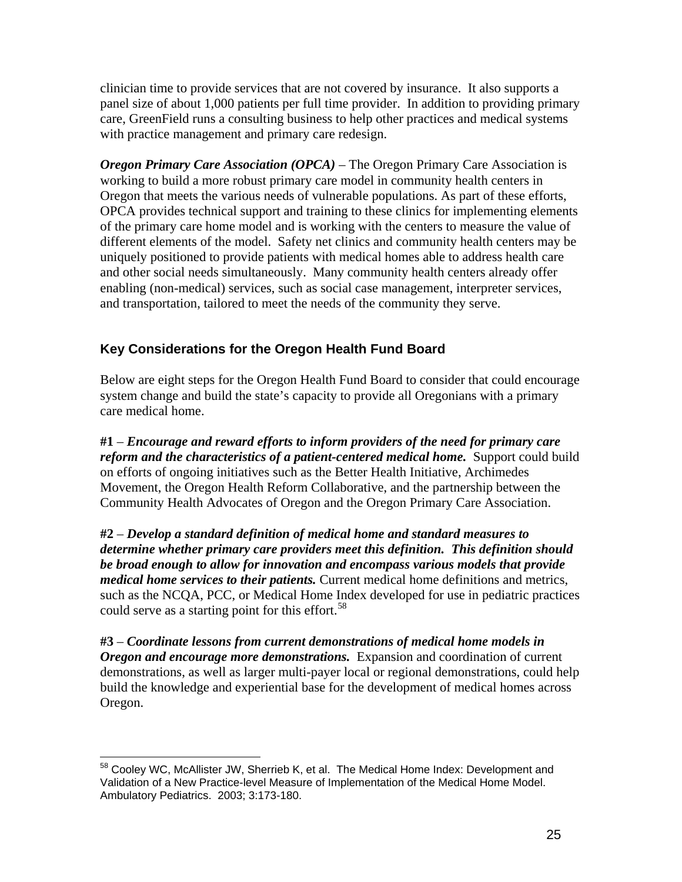clinician time to provide services that are not covered by insurance. It also supports a panel size of about 1,000 patients per full time provider. In addition to providing primary care, GreenField runs a consulting business to help other practices and medical systems with practice management and primary care redesign.

***Oregon Primary Care Association (OPCA)*** – The Oregon Primary Care Association is working to build a more robust primary care model in community health centers in Oregon that meets the various needs of vulnerable populations. As part of these efforts, OPCA provides technical support and training to these clinics for implementing elements of the primary care home model and is working with the centers to measure the value of different elements of the model. Safety net clinics and community health centers may be uniquely positioned to provide patients with medical homes able to address health care and other social needs simultaneously. Many community health centers already offer enabling (non-medical) services, such as social case management, interpreter services, and transportation, tailored to meet the needs of the community they serve.

## Key Considerations for the Oregon Health Fund Board

Below are eight steps for the Oregon Health Fund Board to consider that could encourage system change and build the state's capacity to provide all Oregonians with a primary care medical home.

**#1** – ***Encourage and reward efforts to inform providers of the need for primary care reform and the characteristics of a patient-centered medical home.*** Support could build on efforts of ongoing initiatives such as the Better Health Initiative, Archimedes Movement, the Oregon Health Reform Collaborative, and the partnership between the Community Health Advocates of Oregon and the Oregon Primary Care Association.

**#2** – ***Develop a standard definition of medical home and standard measures to determine whether primary care providers meet this definition. This definition should be broad enough to allow for innovation and encompass various models that provide medical home services to their patients.*** Current medical home definitions and metrics, such as the NCQA, PCC, or Medical Home Index developed for use in pediatric practices could serve as a starting point for this effort.[58]

**#3** – ***Coordinate lessons from current demonstrations of medical home models in Oregon and encourage more demonstrations.*** Expansion and coordination of current demonstrations, as well as larger multi-payer local or regional demonstrations, could help build the knowledge and experiential base for the development of medical homes across Oregon.

---

[58] Cooley WC, McAllister JW, Sherrieb K, et al. The Medical Home Index: Development and Validation of a New Practice-level Measure of Implementation of the Medical Home Model. Ambulatory Pediatrics. 2003; 3:173-180.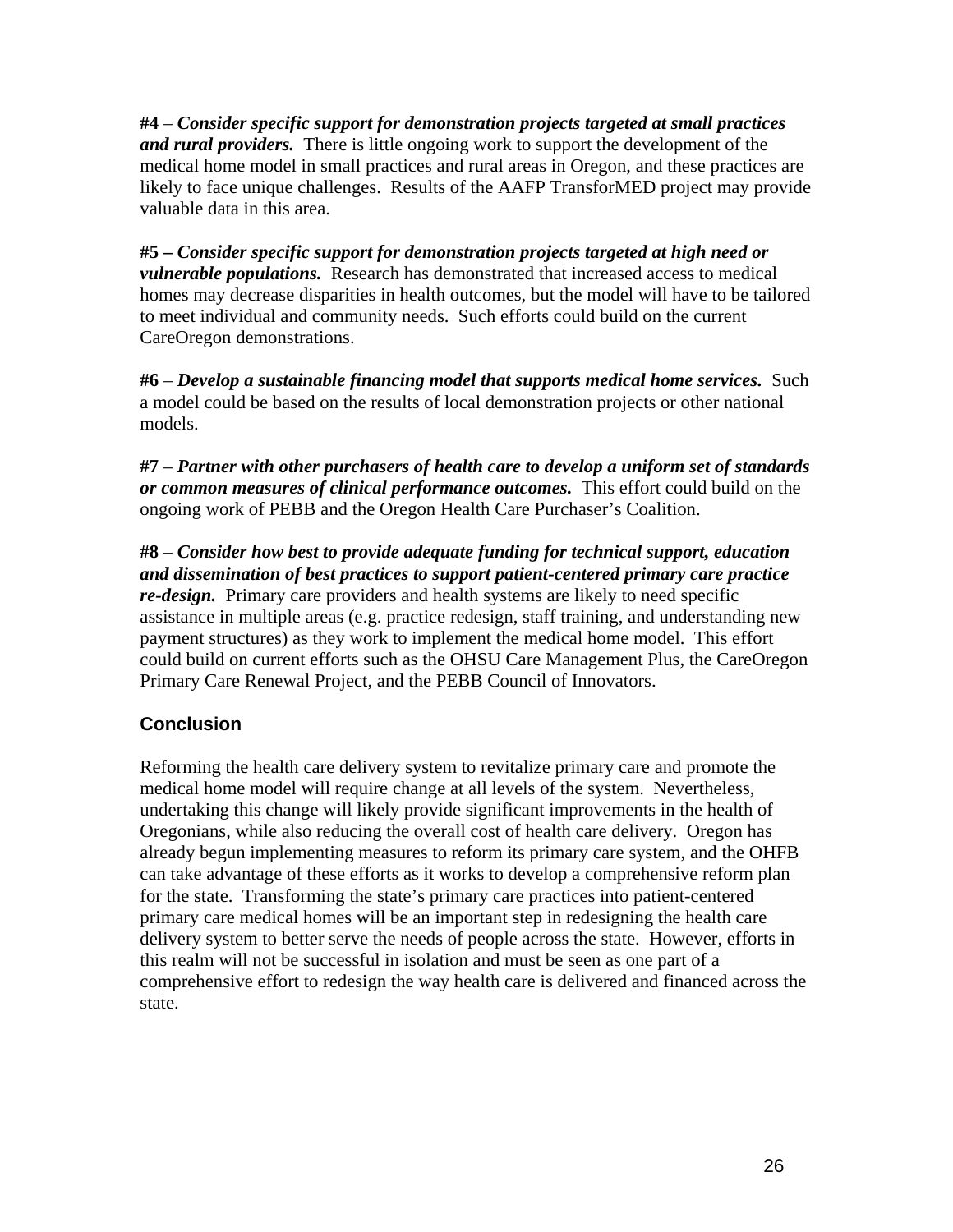**#4** – ***Consider specific support for demonstration projects targeted at small practices and rural providers.*** There is little ongoing work to support the development of the medical home model in small practices and rural areas in Oregon, and these practices are likely to face unique challenges. Results of the AAFP TransforMED project may provide valuable data in this area.

**#5 –** ***Consider specific support for demonstration projects targeted at high need or vulnerable populations.*** Research has demonstrated that increased access to medical homes may decrease disparities in health outcomes, but the model will have to be tailored to meet individual and community needs. Such efforts could build on the current CareOregon demonstrations.

**#6** – ***Develop a sustainable financing model that supports medical home services.*** Such a model could be based on the results of local demonstration projects or other national models.

**#7** – ***Partner with other purchasers of health care to develop a uniform set of standards or common measures of clinical performance outcomes.*** This effort could build on the ongoing work of PEBB and the Oregon Health Care Purchaser's Coalition.

**#8** – ***Consider how best to provide adequate funding for technical support, education and dissemination of best practices to support patient-centered primary care practice re-design.*** Primary care providers and health systems are likely to need specific assistance in multiple areas (e.g. practice redesign, staff training, and understanding new payment structures) as they work to implement the medical home model. This effort could build on current efforts such as the OHSU Care Management Plus, the CareOregon Primary Care Renewal Project, and the PEBB Council of Innovators.

## Conclusion

Reforming the health care delivery system to revitalize primary care and promote the medical home model will require change at all levels of the system. Nevertheless, undertaking this change will likely provide significant improvements in the health of Oregonians, while also reducing the overall cost of health care delivery. Oregon has already begun implementing measures to reform its primary care system, and the OHFB can take advantage of these efforts as it works to develop a comprehensive reform plan for the state. Transforming the state's primary care practices into patient-centered primary care medical homes will be an important step in redesigning the health care delivery system to better serve the needs of people across the state. However, efforts in this realm will not be successful in isolation and must be seen as one part of a comprehensive effort to redesign the way health care is delivered and financed across the state.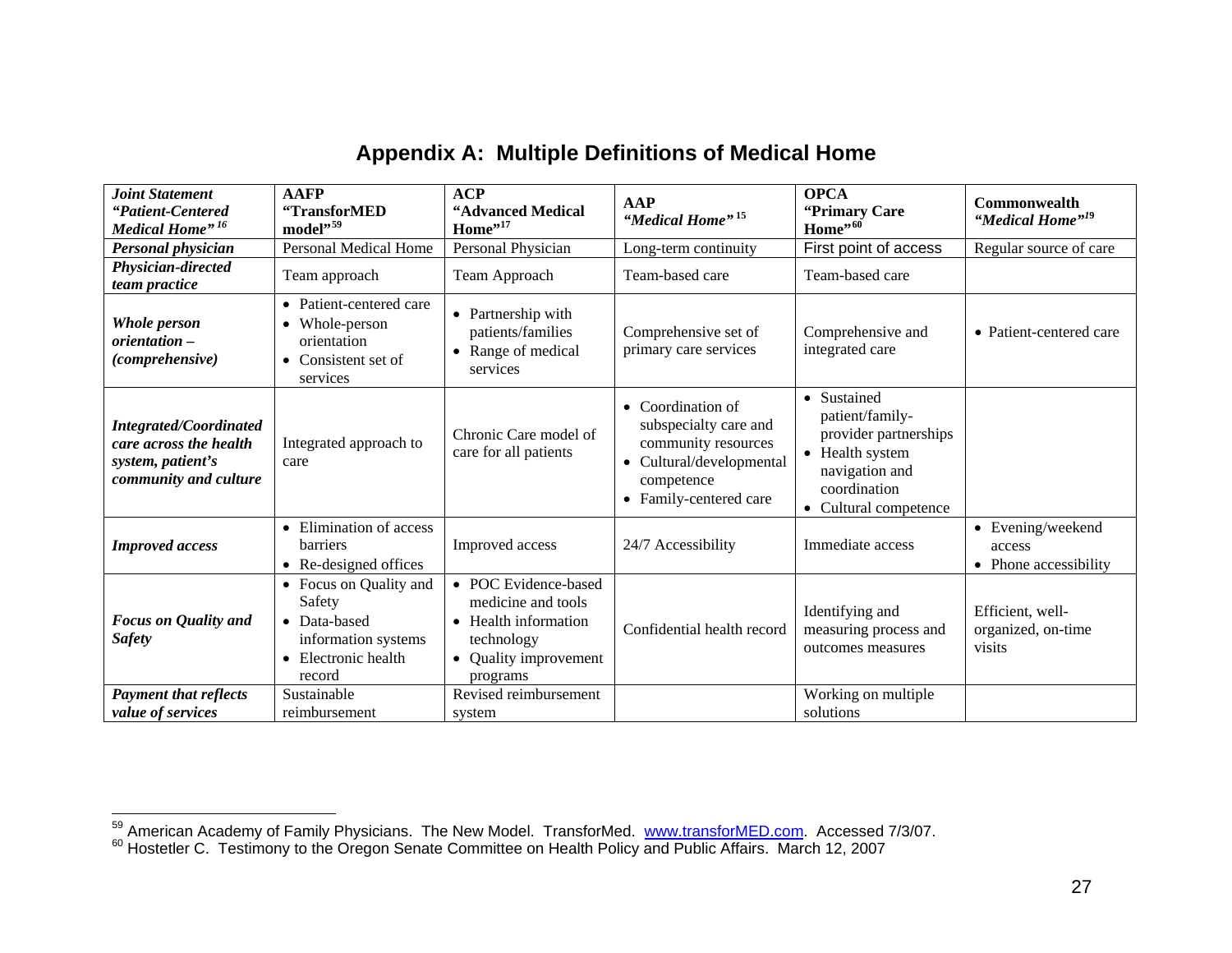# Appendix A: Multiple Definitions of Medical Home

| *Joint Statement "Patient-Centered Medical Home"* [16] | **AAFP "TransforMED model"** [59] | **ACP "Advanced Medical Home"** [17] | **AAP *"Medical Home"*** [15] | **OPCA "Primary Care Home"** [60] | **Commonwealth *"Medical Home"*** [19] |
|---|---|---|---|---|---|
| ***Personal physician*** | Personal Medical Home | Personal Physician | Long-term continuity | First point of access | Regular source of care |
| ***Physician-directed team practice*** | Team approach | Team Approach | Team-based care | Team-based care | |
| ***Whole person orientation – (comprehensive)*** | • Patient-centered care<br>• Whole-person orientation<br>• Consistent set of services | • Partnership with patients/families<br>• Range of medical services | Comprehensive set of primary care services | Comprehensive and integrated care | • Patient-centered care |
| ***Integrated/Coordinated care across the health system, patient's community and culture*** | Integrated approach to care | Chronic Care model of care for all patients | • Coordination of subspecialty care and community resources<br>• Cultural/developmental competence<br>• Family-centered care | • Sustained patient/family-provider partnerships<br>• Health system navigation and coordination<br>• Cultural competence | |
| ***Improved access*** | • Elimination of access barriers<br>• Re-designed offices | Improved access | 24/7 Accessibility | Immediate access | • Evening/weekend access<br>• Phone accessibility |
| ***Focus on Quality and Safety*** | • Focus on Quality and Safety<br>• Data-based information systems<br>• Electronic health record | • POC Evidence-based medicine and tools<br>• Health information technology<br>• Quality improvement programs | Confidential health record | Identifying and measuring process and outcomes measures | Efficient, well-organized, on-time visits |
| ***Payment that reflects value of services*** | Sustainable reimbursement | Revised reimbursement system | | Working on multiple solutions | |

---

[59] American Academy of Family Physicians. The New Model. TransforMed. www.transforMED.com. Accessed 7/3/07.

[60] Hostetler C. Testimony to the Oregon Senate Committee on Health Policy and Public Affairs. March 12, 2007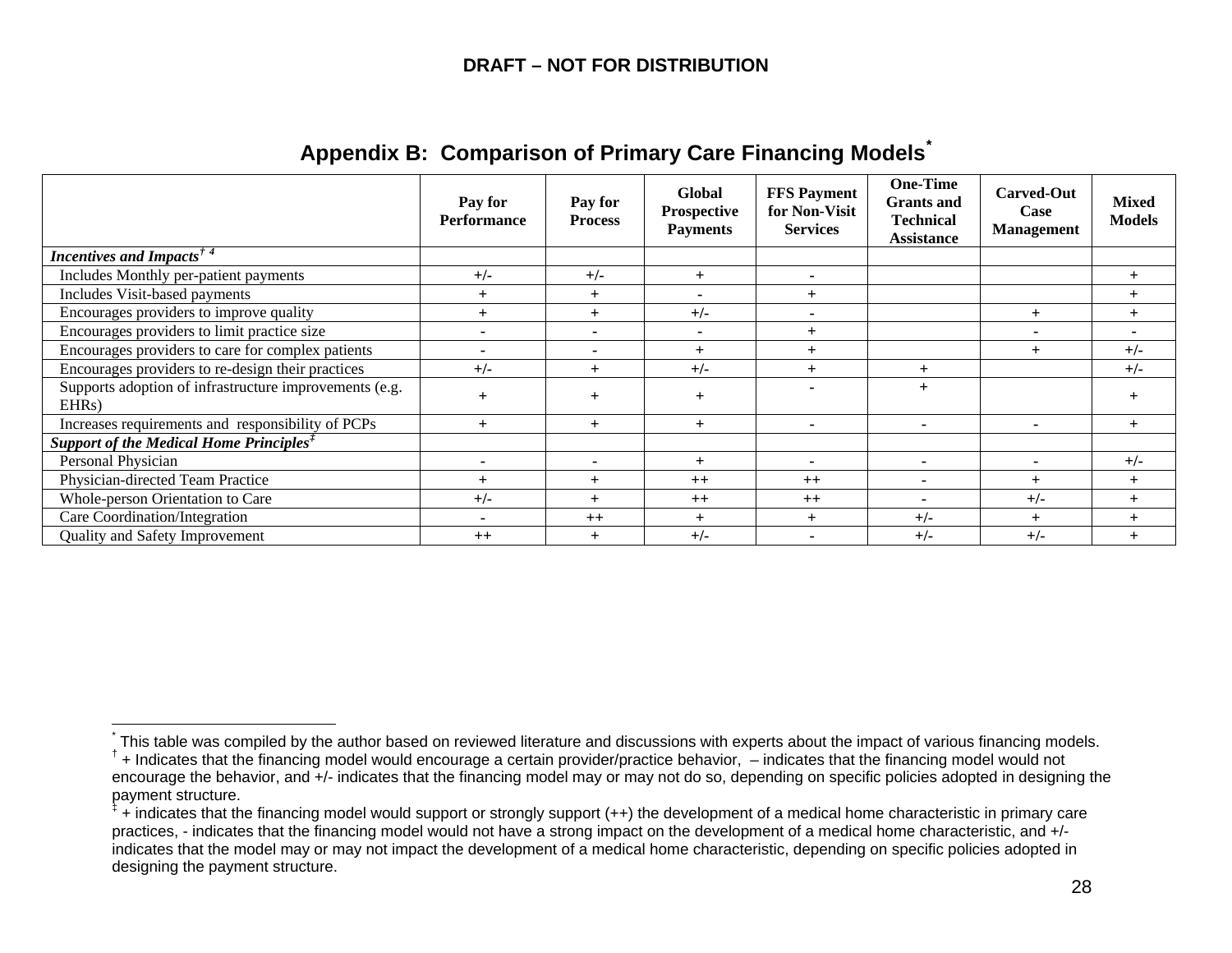## Appendix B: Comparison of Primary Care Financing Models[*]

| | Pay for Performance | Pay for Process | Global Prospective Payments | FFS Payment for Non-Visit Services | One-Time Grants and Technical Assistance | Carved-Out Case Management | Mixed Models |
|---|---|---|---|---|---|---|---|
| ***Incentives and Impacts***[†] [4] | | | | | | | |
| Includes Monthly per-patient payments | +/- | +/- | + | - | | | + |
| Includes Visit-based payments | + | + | - | + | | | + |
| Encourages providers to improve quality | + | + | +/- | - | | + | + |
| Encourages providers to limit practice size | - | - | - | + | | - | - |
| Encourages providers to care for complex patients | - | - | + | + | | + | +/- |
| Encourages providers to re-design their practices | +/- | + | +/- | + | + | | +/- |
| Supports adoption of infrastructure improvements (e.g. EHRs) | + | + | + | - | + | | + |
| Increases requirements and responsibility of PCPs | + | + | + | - | - | - | + |
| ***Support of the Medical Home Principles***[‡] | | | | | | | |
| Personal Physician | - | - | + | - | - | - | +/- |
| Physician-directed Team Practice | + | + | ++ | ++ | - | + | + |
| Whole-person Orientation to Care | +/- | + | ++ | ++ | - | +/- | + |
| Care Coordination/Integration | - | ++ | + | + | +/- | + | + |
| Quality and Safety Improvement | ++ | + | +/- | - | +/- | +/- | + |

[*] This table was compiled by the author based on reviewed literature and discussions with experts about the impact of various financing models.

[†] + Indicates that the financing model would encourage a certain provider/practice behavior, – indicates that the financing model would not encourage the behavior, and +/- indicates that the financing model may or may not do so, depending on specific policies adopted in designing the payment structure.

[‡] + indicates that the financing model would support or strongly support (++) the development of a medical home characteristic in primary care practices, - indicates that the financing model would not have a strong impact on the development of a medical home characteristic, and +/- indicates that the model may or may not impact the development of a medical home characteristic, depending on specific policies adopted in designing the payment structure.